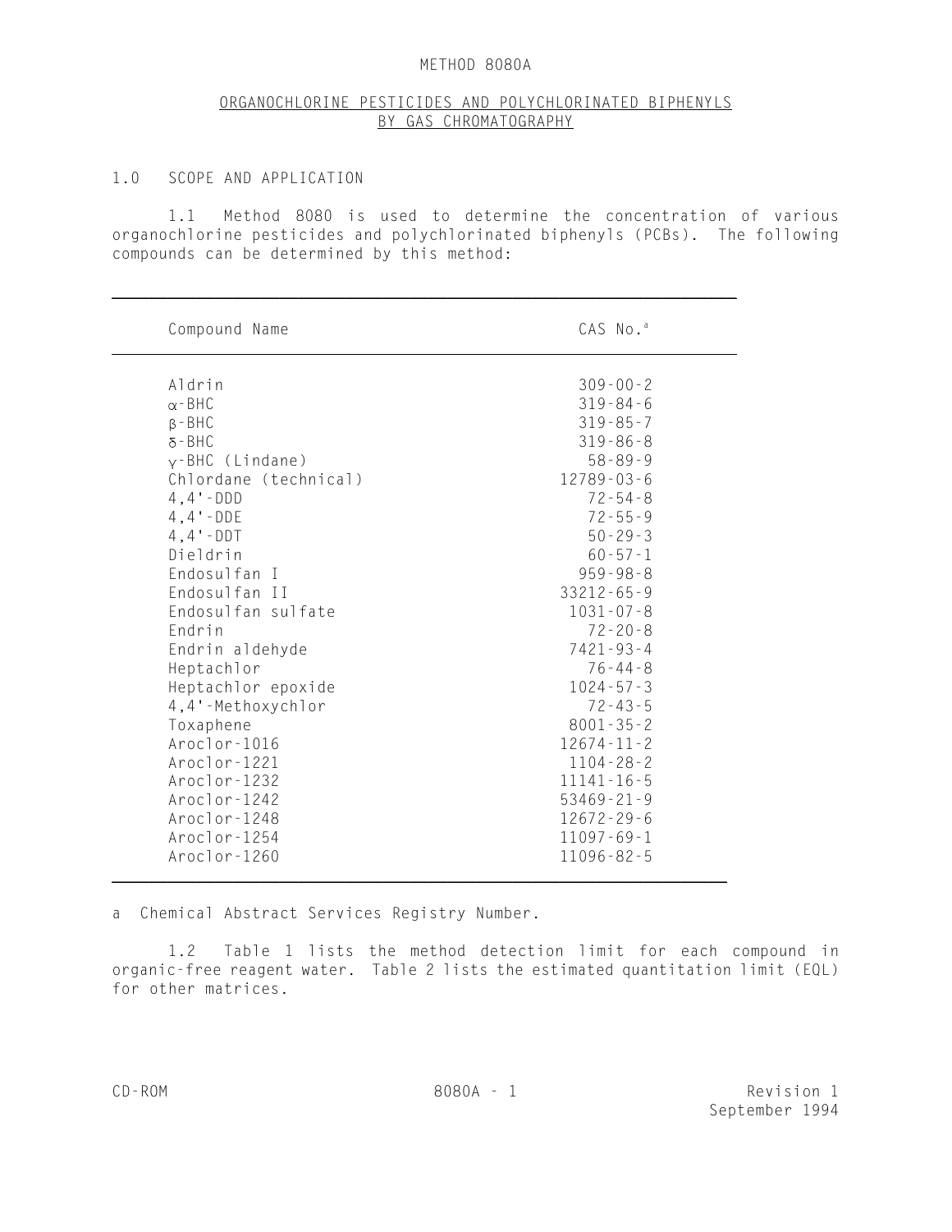# METHOD 8080A

## ORGANOCHLORINE PESTICIDES AND POLYCHLORINATED BIPHENYLS BY GAS CHROMATOGRAPHY

### 1.0 SCOPE AND APPLICATION

1.1 Method 8080 is used to determine the concentration of various organochlorine pesticides and polychlorinated biphenyls (PCBs). The following compounds can be determined by this method:

| Compound Name | CAS No.[a] |
|---|---|
| Aldrin | 309-00-2 |
| α-BHC | 319-84-6 |
| β-BHC | 319-85-7 |
| δ-BHC | 319-86-8 |
| γ-BHC (Lindane) | 58-89-9 |
| Chlordane (technical) | 12789-03-6 |
| 4,4'-DDD | 72-54-8 |
| 4,4'-DDE | 72-55-9 |
| 4,4'-DDT | 50-29-3 |
| Dieldrin | 60-57-1 |
| Endosulfan I | 959-98-8 |
| Endosulfan II | 33212-65-9 |
| Endosulfan sulfate | 1031-07-8 |
| Endrin | 72-20-8 |
| Endrin aldehyde | 7421-93-4 |
| Heptachlor | 76-44-8 |
| Heptachlor epoxide | 1024-57-3 |
| 4,4'-Methoxychlor | 72-43-5 |
| Toxaphene | 8001-35-2 |
| Aroclor-1016 | 12674-11-2 |
| Aroclor-1221 | 1104-28-2 |
| Aroclor-1232 | 11141-16-5 |
| Aroclor-1242 | 53469-21-9 |
| Aroclor-1248 | 12672-29-6 |
| Aroclor-1254 | 11097-69-1 |
| Aroclor-1260 | 11096-82-5 |

a Chemical Abstract Services Registry Number.

1.2 Table 1 lists the method detection limit for each compound in organic-free reagent water. Table 2 lists the estimated quantitation limit (EQL) for other matrices.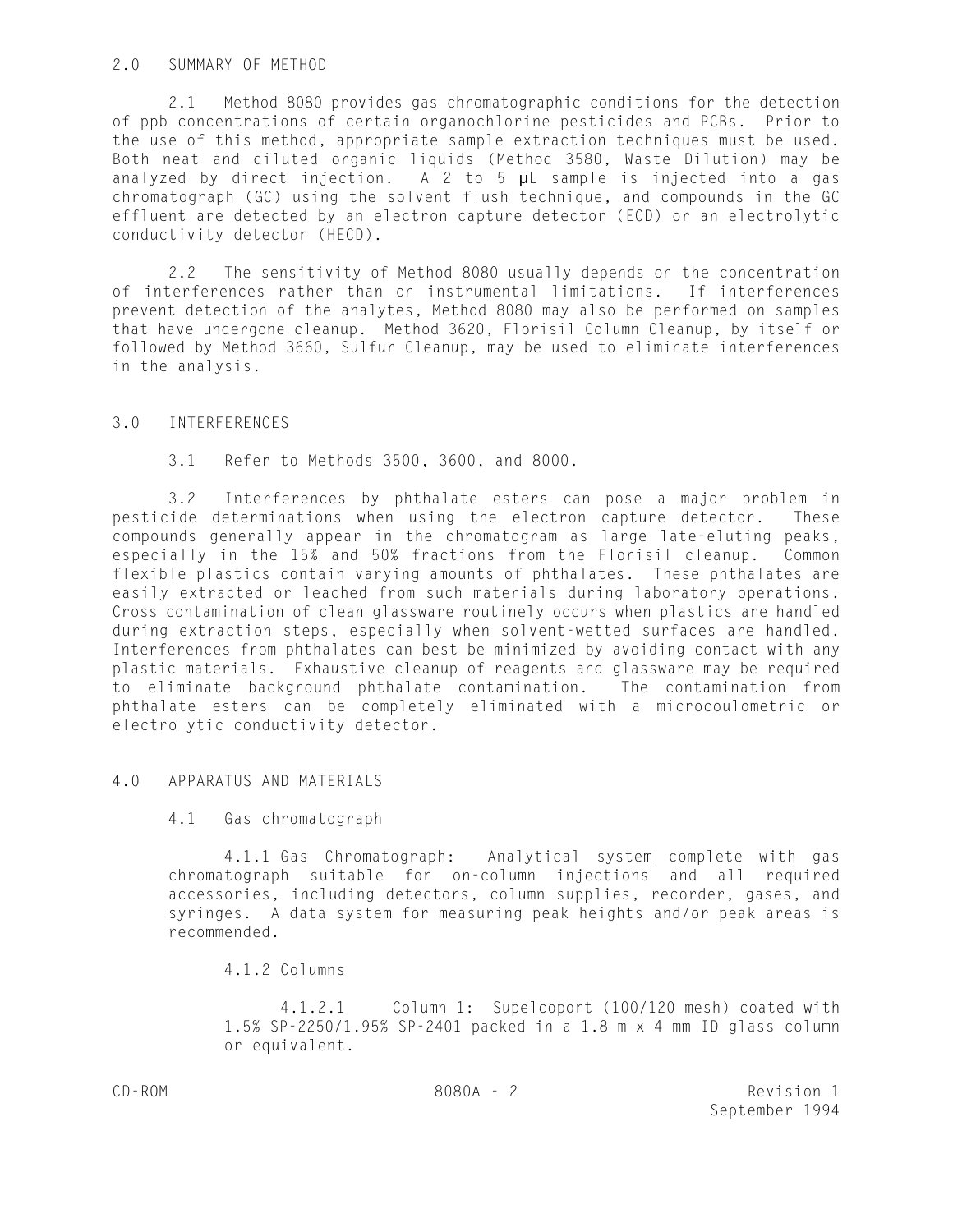## 2.0 SUMMARY OF METHOD

2.1 Method 8080 provides gas chromatographic conditions for the detection of ppb concentrations of certain organochlorine pesticides and PCBs. Prior to the use of this method, appropriate sample extraction techniques must be used. Both neat and diluted organic liquids (Method 3580, Waste Dilution) may be analyzed by direct injection. A 2 to 5 µL sample is injected into a gas chromatograph (GC) using the solvent flush technique, and compounds in the GC effluent are detected by an electron capture detector (ECD) or an electrolytic conductivity detector (HECD).

2.2 The sensitivity of Method 8080 usually depends on the concentration of interferences rather than on instrumental limitations. If interferences prevent detection of the analytes, Method 8080 may also be performed on samples that have undergone cleanup. Method 3620, Florisil Column Cleanup, by itself or followed by Method 3660, Sulfur Cleanup, may be used to eliminate interferences in the analysis.

## 3.0 INTERFERENCES

3.1 Refer to Methods 3500, 3600, and 8000.

3.2 Interferences by phthalate esters can pose a major problem in pesticide determinations when using the electron capture detector. These compounds generally appear in the chromatogram as large late-eluting peaks, especially in the 15% and 50% fractions from the Florisil cleanup. Common flexible plastics contain varying amounts of phthalates. These phthalates are easily extracted or leached from such materials during laboratory operations. Cross contamination of clean glassware routinely occurs when plastics are handled during extraction steps, especially when solvent-wetted surfaces are handled. Interferences from phthalates can best be minimized by avoiding contact with any plastic materials. Exhaustive cleanup of reagents and glassware may be required to eliminate background phthalate contamination. The contamination from phthalate esters can be completely eliminated with a microcoulometric or electrolytic conductivity detector.

## 4.0 APPARATUS AND MATERIALS

4.1 Gas chromatograph

4.1.1 Gas Chromatograph: Analytical system complete with gas chromatograph suitable for on-column injections and all required accessories, including detectors, column supplies, recorder, gases, and syringes. A data system for measuring peak heights and/or peak areas is recommended.

4.1.2 Columns

4.1.2.1 Column 1: Supelcoport (100/120 mesh) coated with 1.5% SP-2250/1.95% SP-2401 packed in a 1.8 m x 4 mm ID glass column or equivalent.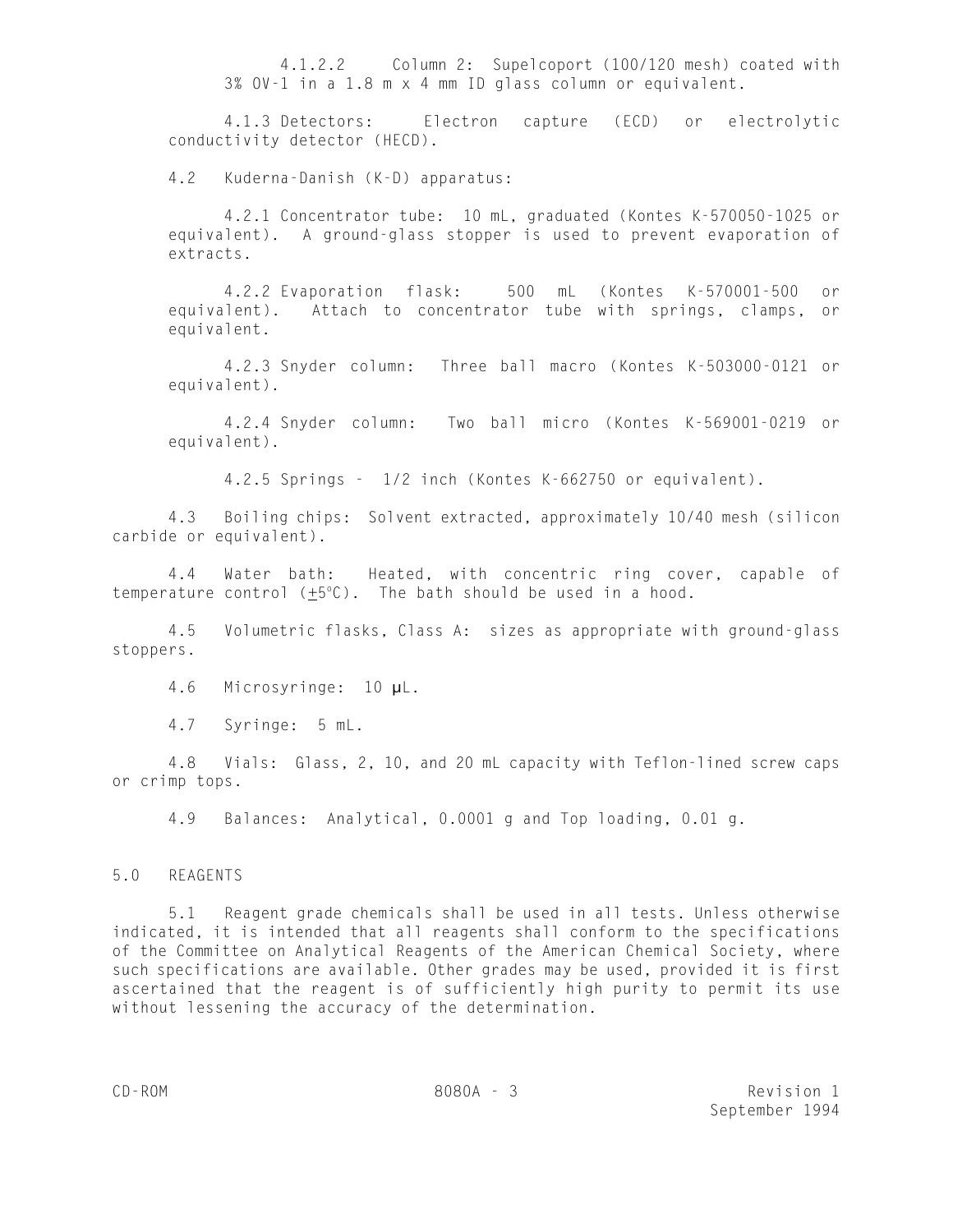4.1.2.2 Column 2: Supelcoport (100/120 mesh) coated with 3% OV-1 in a 1.8 m x 4 mm ID glass column or equivalent.

4.1.3 Detectors: Electron capture (ECD) or electrolytic conductivity detector (HECD).

4.2 Kuderna-Danish (K-D) apparatus:

4.2.1 Concentrator tube: 10 mL, graduated (Kontes K-570050-1025 or equivalent). A ground-glass stopper is used to prevent evaporation of extracts.

4.2.2 Evaporation flask: 500 mL (Kontes K-570001-500 or equivalent). Attach to concentrator tube with springs, clamps, or equivalent.

4.2.3 Snyder column: Three ball macro (Kontes K-503000-0121 or equivalent).

4.2.4 Snyder column: Two ball micro (Kontes K-569001-0219 or equivalent).

4.2.5 Springs - 1/2 inch (Kontes K-662750 or equivalent).

4.3 Boiling chips: Solvent extracted, approximately 10/40 mesh (silicon carbide or equivalent).

4.4 Water bath: Heated, with concentric ring cover, capable of temperature control ($\pm 5°C$). The bath should be used in a hood.

4.5 Volumetric flasks, Class A: sizes as appropriate with ground-glass stoppers.

4.6 Microsyringe: 10 µL.

4.7 Syringe: 5 mL.

4.8 Vials: Glass, 2, 10, and 20 mL capacity with Teflon-lined screw caps or crimp tops.

4.9 Balances: Analytical, 0.0001 g and Top loading, 0.01 g.

## 5.0 REAGENTS

5.1 Reagent grade chemicals shall be used in all tests. Unless otherwise indicated, it is intended that all reagents shall conform to the specifications of the Committee on Analytical Reagents of the American Chemical Society, where such specifications are available. Other grades may be used, provided it is first ascertained that the reagent is of sufficiently high purity to permit its use without lessening the accuracy of the determination.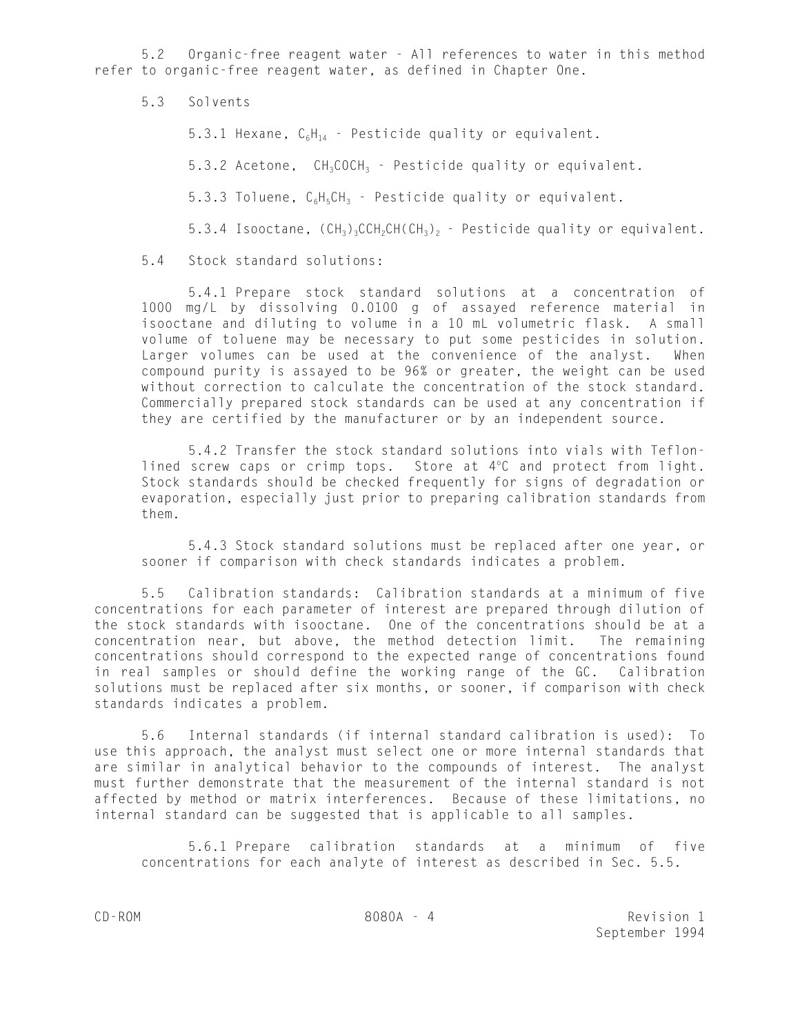5.2 Organic-free reagent water - All references to water in this method refer to organic-free reagent water, as defined in Chapter One.

5.3 Solvents

5.3.1 Hexane, $C_6H_{14}$ - Pesticide quality or equivalent.

5.3.2 Acetone, $CH_3COCH_3$ - Pesticide quality or equivalent.

5.3.3 Toluene, $C_6H_5CH_3$ - Pesticide quality or equivalent.

5.3.4 Isooctane, $(CH_3)_3CCH_2CH(CH_3)_2$ - Pesticide quality or equivalent.

5.4 Stock standard solutions:

5.4.1 Prepare stock standard solutions at a concentration of 1000 mg/L by dissolving 0.0100 g of assayed reference material in isooctane and diluting to volume in a 10 mL volumetric flask. A small volume of toluene may be necessary to put some pesticides in solution. Larger volumes can be used at the convenience of the analyst. When compound purity is assayed to be 96% or greater, the weight can be used without correction to calculate the concentration of the stock standard. Commercially prepared stock standards can be used at any concentration if they are certified by the manufacturer or by an independent source.

5.4.2 Transfer the stock standard solutions into vials with Teflon-lined screw caps or crimp tops. Store at 4°C and protect from light. Stock standards should be checked frequently for signs of degradation or evaporation, especially just prior to preparing calibration standards from them.

5.4.3 Stock standard solutions must be replaced after one year, or sooner if comparison with check standards indicates a problem.

5.5 Calibration standards: Calibration standards at a minimum of five concentrations for each parameter of interest are prepared through dilution of the stock standards with isooctane. One of the concentrations should be at a concentration near, but above, the method detection limit. The remaining concentrations should correspond to the expected range of concentrations found in real samples or should define the working range of the GC. Calibration solutions must be replaced after six months, or sooner, if comparison with check standards indicates a problem.

5.6 Internal standards (if internal standard calibration is used): To use this approach, the analyst must select one or more internal standards that are similar in analytical behavior to the compounds of interest. The analyst must further demonstrate that the measurement of the internal standard is not affected by method or matrix interferences. Because of these limitations, no internal standard can be suggested that is applicable to all samples.

5.6.1 Prepare calibration standards at a minimum of five concentrations for each analyte of interest as described in Sec. 5.5.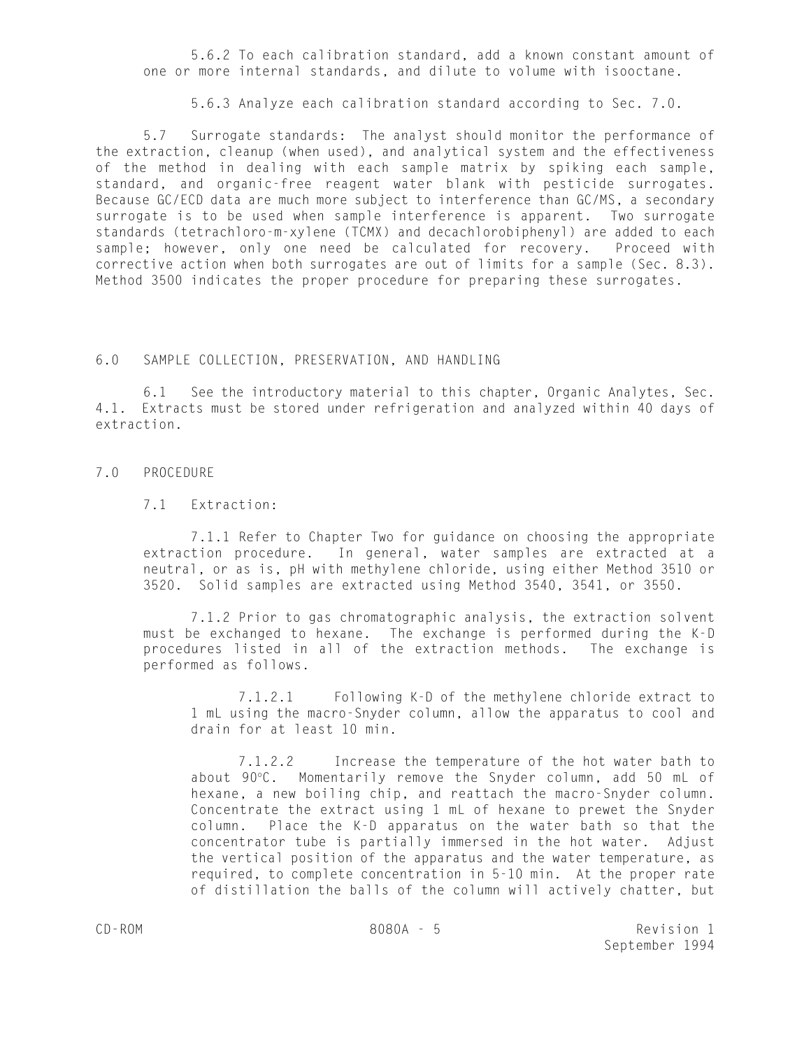5.6.2 To each calibration standard, add a known constant amount of one or more internal standards, and dilute to volume with isooctane.

5.6.3 Analyze each calibration standard according to Sec. 7.0.

5.7 Surrogate standards: The analyst should monitor the performance of the extraction, cleanup (when used), and analytical system and the effectiveness of the method in dealing with each sample matrix by spiking each sample, standard, and organic-free reagent water blank with pesticide surrogates. Because GC/ECD data are much more subject to interference than GC/MS, a secondary surrogate is to be used when sample interference is apparent. Two surrogate standards (tetrachloro-m-xylene (TCMX) and decachlorobiphenyl) are added to each sample; however, only one need be calculated for recovery. Proceed with corrective action when both surrogates are out of limits for a sample (Sec. 8.3). Method 3500 indicates the proper procedure for preparing these surrogates.

## 6.0 SAMPLE COLLECTION, PRESERVATION, AND HANDLING

6.1 See the introductory material to this chapter, Organic Analytes, Sec. 4.1. Extracts must be stored under refrigeration and analyzed within 40 days of extraction.

## 7.0 PROCEDURE

7.1 Extraction:

7.1.1 Refer to Chapter Two for guidance on choosing the appropriate extraction procedure. In general, water samples are extracted at a neutral, or as is, pH with methylene chloride, using either Method 3510 or 3520. Solid samples are extracted using Method 3540, 3541, or 3550.

7.1.2 Prior to gas chromatographic analysis, the extraction solvent must be exchanged to hexane. The exchange is performed during the K-D procedures listed in all of the extraction methods. The exchange is performed as follows.

7.1.2.1 Following K-D of the methylene chloride extract to 1 mL using the macro-Snyder column, allow the apparatus to cool and drain for at least 10 min.

7.1.2.2 Increase the temperature of the hot water bath to about 90°C. Momentarily remove the Snyder column, add 50 mL of hexane, a new boiling chip, and reattach the macro-Snyder column. Concentrate the extract using 1 mL of hexane to prewet the Snyder column. Place the K-D apparatus on the water bath so that the concentrator tube is partially immersed in the hot water. Adjust the vertical position of the apparatus and the water temperature, as required, to complete concentration in 5-10 min. At the proper rate of distillation the balls of the column will actively chatter, but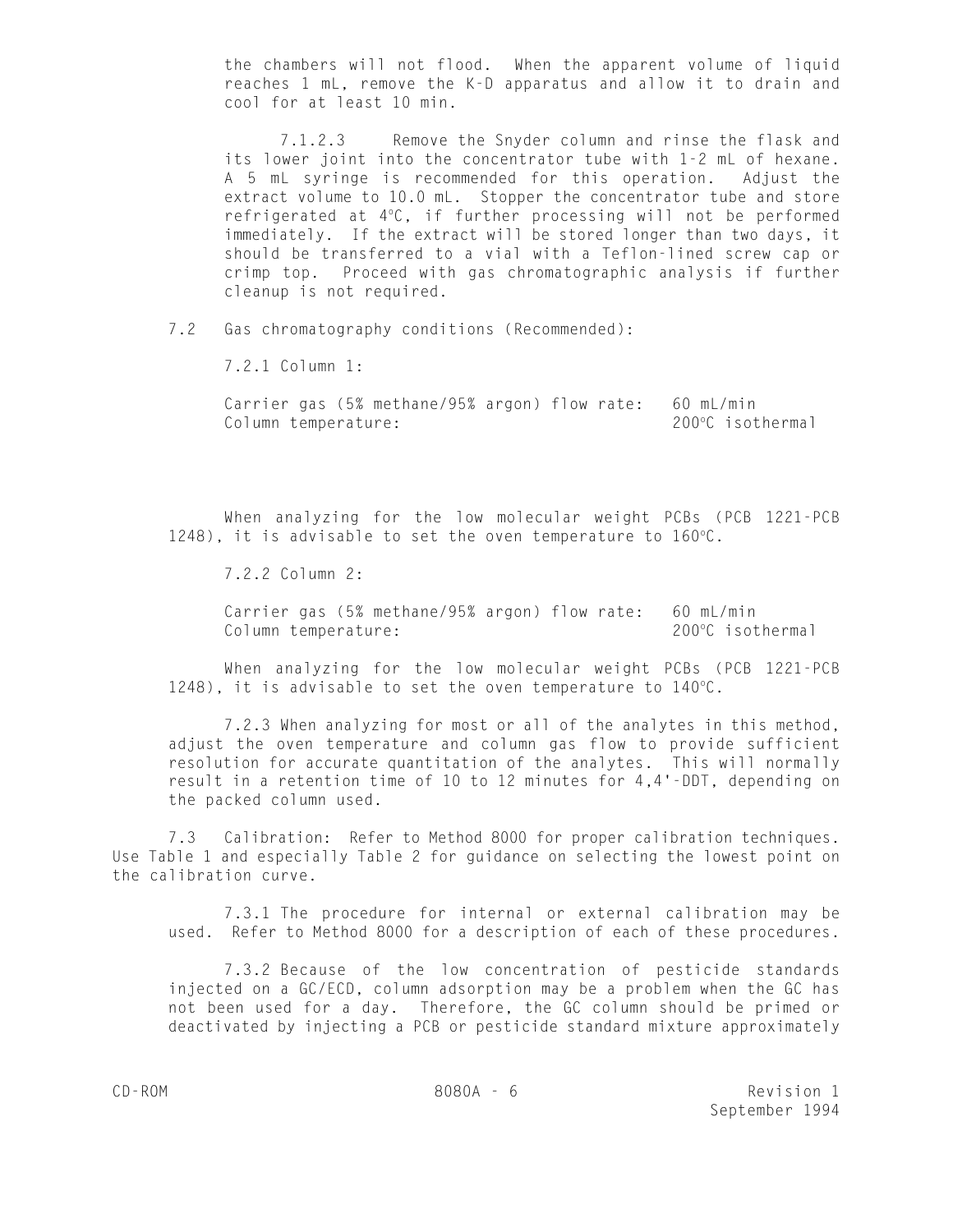the chambers will not flood. When the apparent volume of liquid reaches 1 mL, remove the K-D apparatus and allow it to drain and cool for at least 10 min.

7.1.2.3 Remove the Snyder column and rinse the flask and its lower joint into the concentrator tube with 1-2 mL of hexane. A 5 mL syringe is recommended for this operation. Adjust the extract volume to 10.0 mL. Stopper the concentrator tube and store refrigerated at 4°C, if further processing will not be performed immediately. If the extract will be stored longer than two days, it should be transferred to a vial with a Teflon-lined screw cap or crimp top. Proceed with gas chromatographic analysis if further cleanup is not required.

7.2 Gas chromatography conditions (Recommended):

7.2.1 Column 1:

| | |
|---|---|
| Carrier gas (5% methane/95% argon) flow rate: | 60 mL/min |
| Column temperature: | 200°C isothermal |

When analyzing for the low molecular weight PCBs (PCB 1221-PCB 1248), it is advisable to set the oven temperature to 160°C.

7.2.2 Column 2:

| | |
|---|---|
| Carrier gas (5% methane/95% argon) flow rate: | 60 mL/min |
| Column temperature: | 200°C isothermal |

When analyzing for the low molecular weight PCBs (PCB 1221-PCB 1248), it is advisable to set the oven temperature to 140°C.

7.2.3 When analyzing for most or all of the analytes in this method, adjust the oven temperature and column gas flow to provide sufficient resolution for accurate quantitation of the analytes. This will normally result in a retention time of 10 to 12 minutes for 4,4'-DDT, depending on the packed column used.

7.3 Calibration: Refer to Method 8000 for proper calibration techniques. Use Table 1 and especially Table 2 for guidance on selecting the lowest point on the calibration curve.

7.3.1 The procedure for internal or external calibration may be used. Refer to Method 8000 for a description of each of these procedures.

7.3.2 Because of the low concentration of pesticide standards injected on a GC/ECD, column adsorption may be a problem when the GC has not been used for a day. Therefore, the GC column should be primed or deactivated by injecting a PCB or pesticide standard mixture approximately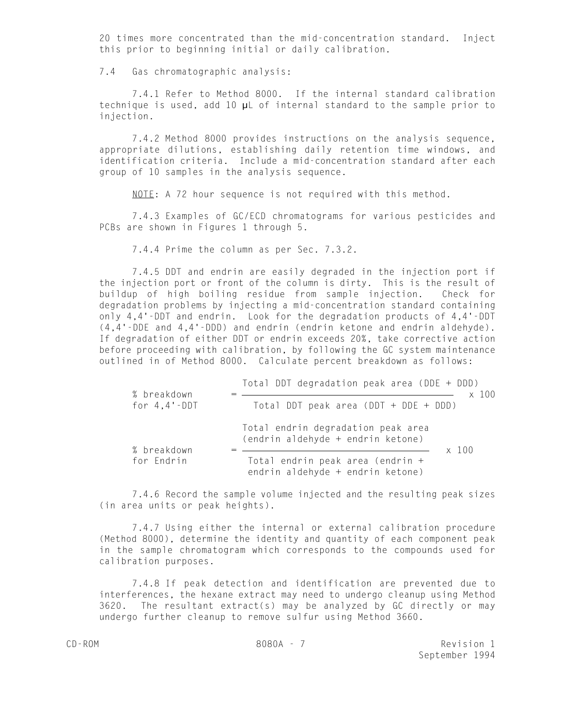20 times more concentrated than the mid-concentration standard. Inject this prior to beginning initial or daily calibration.

7.4 Gas chromatographic analysis:

7.4.1 Refer to Method 8000. If the internal standard calibration technique is used, add 10 µL of internal standard to the sample prior to injection.

7.4.2 Method 8000 provides instructions on the analysis sequence, appropriate dilutions, establishing daily retention time windows, and identification criteria. Include a mid-concentration standard after each group of 10 samples in the analysis sequence.

<u>NOTE</u>: A 72 hour sequence is not required with this method.

7.4.3 Examples of GC/ECD chromatograms for various pesticides and PCBs are shown in Figures 1 through 5.

7.4.4 Prime the column as per Sec. 7.3.2.

7.4.5 DDT and endrin are easily degraded in the injection port if the injection port or front of the column is dirty. This is the result of buildup of high boiling residue from sample injection. Check for degradation problems by injecting a mid-concentration standard containing only 4,4'-DDT and endrin. Look for the degradation products of 4,4'-DDT (4,4'-DDE and 4,4'-DDD) and endrin (endrin ketone and endrin aldehyde). If degradation of either DDT or endrin exceeds 20%, take corrective action before proceeding with calibration, by following the GC system maintenance outlined in of Method 8000. Calculate percent breakdown as follows:

$$\text{\% breakdown for 4,4'-DDT} = \frac{\text{Total DDT degradation peak area (DDE + DDD)}}{\text{Total DDT peak area (DDT + DDE + DDD)}} \times 100$$

$$\text{\% breakdown for Endrin} = \frac{\text{Total endrin degradation peak area (endrin aldehyde + endrin ketone)}}{\text{Total endrin peak area (endrin + endrin aldehyde + endrin ketone)}} \times 100$$

7.4.6 Record the sample volume injected and the resulting peak sizes (in area units or peak heights).

7.4.7 Using either the internal or external calibration procedure (Method 8000), determine the identity and quantity of each component peak in the sample chromatogram which corresponds to the compounds used for calibration purposes.

7.4.8 If peak detection and identification are prevented due to interferences, the hexane extract may need to undergo cleanup using Method 3620. The resultant extract(s) may be analyzed by GC directly or may undergo further cleanup to remove sulfur using Method 3660.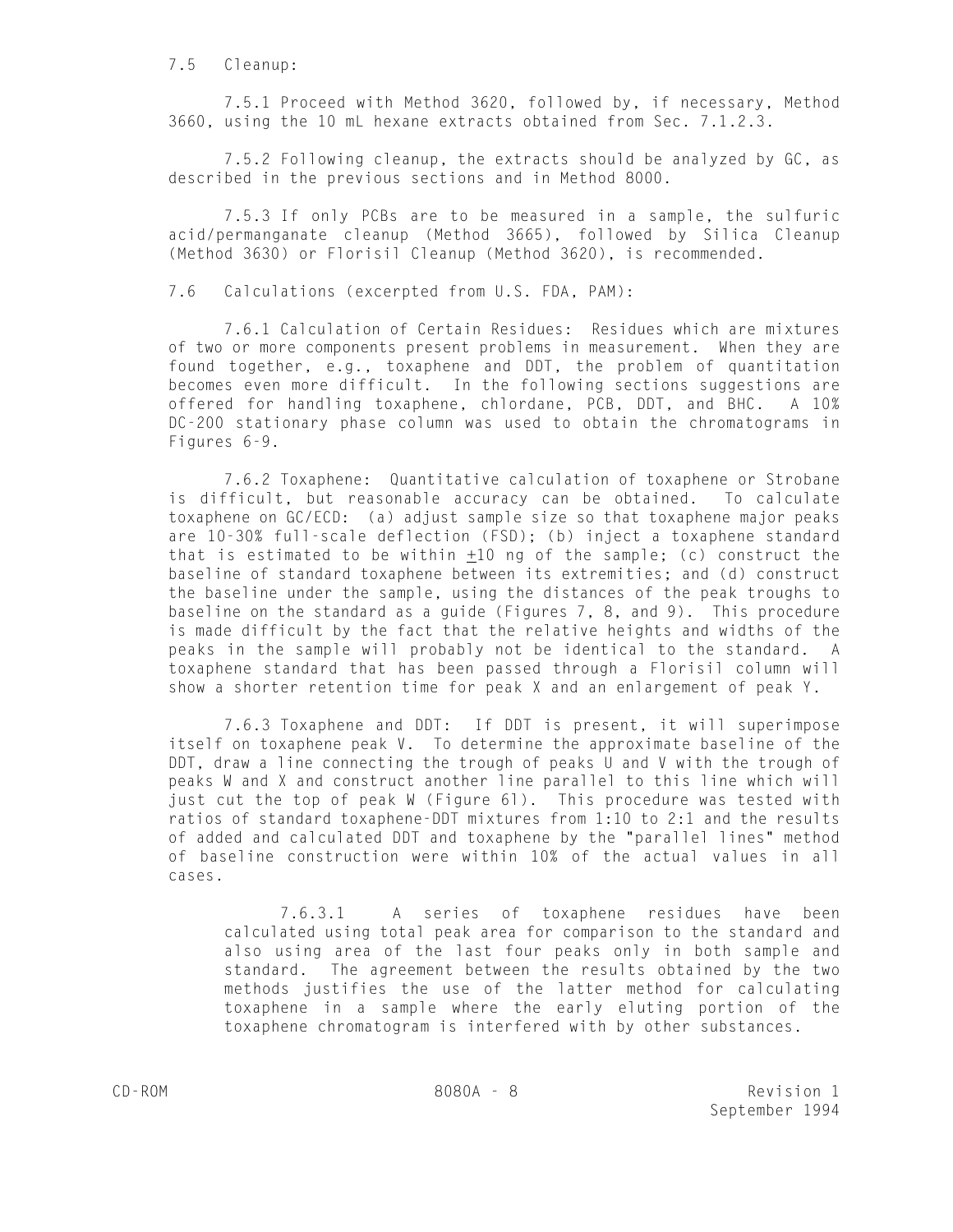7.5 Cleanup:

7.5.1 Proceed with Method 3620, followed by, if necessary, Method 3660, using the 10 mL hexane extracts obtained from Sec. 7.1.2.3.

7.5.2 Following cleanup, the extracts should be analyzed by GC, as described in the previous sections and in Method 8000.

7.5.3 If only PCBs are to be measured in a sample, the sulfuric acid/permanganate cleanup (Method 3665), followed by Silica Cleanup (Method 3630) or Florisil Cleanup (Method 3620), is recommended.

7.6 Calculations (excerpted from U.S. FDA, PAM):

7.6.1 Calculation of Certain Residues: Residues which are mixtures of two or more components present problems in measurement. When they are found together, e.g., toxaphene and DDT, the problem of quantitation becomes even more difficult. In the following sections suggestions are offered for handling toxaphene, chlordane, PCB, DDT, and BHC. A 10% DC-200 stationary phase column was used to obtain the chromatograms in Figures 6-9.

7.6.2 Toxaphene: Quantitative calculation of toxaphene or Strobane is difficult, but reasonable accuracy can be obtained. To calculate toxaphene on GC/ECD: (a) adjust sample size so that toxaphene major peaks are 10-30% full-scale deflection (FSD); (b) inject a toxaphene standard that is estimated to be within ±10 ng of the sample; (c) construct the baseline of standard toxaphene between its extremities; and (d) construct the baseline under the sample, using the distances of the peak troughs to baseline on the standard as a guide (Figures 7, 8, and 9). This procedure is made difficult by the fact that the relative heights and widths of the peaks in the sample will probably not be identical to the standard. A toxaphene standard that has been passed through a Florisil column will show a shorter retention time for peak X and an enlargement of peak Y.

7.6.3 Toxaphene and DDT: If DDT is present, it will superimpose itself on toxaphene peak V. To determine the approximate baseline of the DDT, draw a line connecting the trough of peaks U and V with the trough of peaks W and X and construct another line parallel to this line which will just cut the top of peak W (Figure 6l). This procedure was tested with ratios of standard toxaphene-DDT mixtures from 1:10 to 2:1 and the results of added and calculated DDT and toxaphene by the "parallel lines" method of baseline construction were within 10% of the actual values in all cases.

7.6.3.1 A series of toxaphene residues have been calculated using total peak area for comparison to the standard and also using area of the last four peaks only in both sample and standard. The agreement between the results obtained by the two methods justifies the use of the latter method for calculating toxaphene in a sample where the early eluting portion of the toxaphene chromatogram is interfered with by other substances.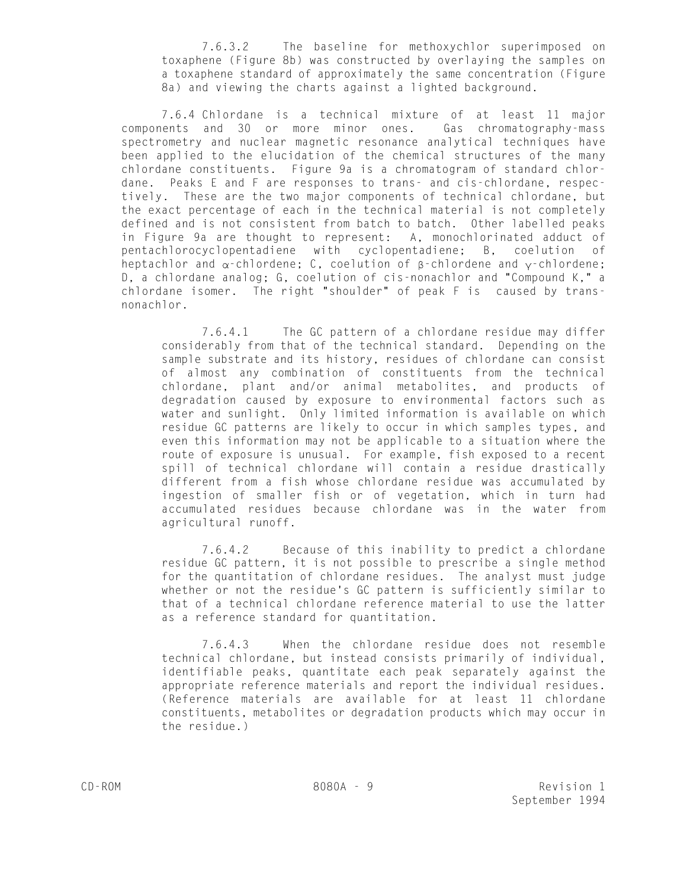7.6.3.2 The baseline for methoxychlor superimposed on toxaphene (Figure 8b) was constructed by overlaying the samples on a toxaphene standard of approximately the same concentration (Figure 8a) and viewing the charts against a lighted background.

7.6.4 Chlordane is a technical mixture of at least 11 major components and 30 or more minor ones. Gas chromatography-mass spectrometry and nuclear magnetic resonance analytical techniques have been applied to the elucidation of the chemical structures of the many chlordane constituents. Figure 9a is a chromatogram of standard chlordane. Peaks E and F are responses to trans- and cis-chlordane, respectively. These are the two major components of technical chlordane, but the exact percentage of each in the technical material is not completely defined and is not consistent from batch to batch. Other labelled peaks in Figure 9a are thought to represent: A, monochlorinated adduct of pentachlorocyclopentadiene with cyclopentadiene; B, coelution of heptachlor and $\alpha$-chlordene; C, coelution of $\beta$-chlordene and $\gamma$-chlordene; D, a chlordane analog; G, coelution of cis-nonachlor and "Compound K," a chlordane isomer. The right "shoulder" of peak F is caused by trans-nonachlor.

7.6.4.1 The GC pattern of a chlordane residue may differ considerably from that of the technical standard. Depending on the sample substrate and its history, residues of chlordane can consist of almost any combination of constituents from the technical chlordane, plant and/or animal metabolites, and products of degradation caused by exposure to environmental factors such as water and sunlight. Only limited information is available on which residue GC patterns are likely to occur in which samples types, and even this information may not be applicable to a situation where the route of exposure is unusual. For example, fish exposed to a recent spill of technical chlordane will contain a residue drastically different from a fish whose chlordane residue was accumulated by ingestion of smaller fish or of vegetation, which in turn had accumulated residues because chlordane was in the water from agricultural runoff.

7.6.4.2 Because of this inability to predict a chlordane residue GC pattern, it is not possible to prescribe a single method for the quantitation of chlordane residues. The analyst must judge whether or not the residue's GC pattern is sufficiently similar to that of a technical chlordane reference material to use the latter as a reference standard for quantitation.

7.6.4.3 When the chlordane residue does not resemble technical chlordane, but instead consists primarily of individual, identifiable peaks, quantitate each peak separately against the appropriate reference materials and report the individual residues. (Reference materials are available for at least 11 chlordane constituents, metabolites or degradation products which may occur in the residue.)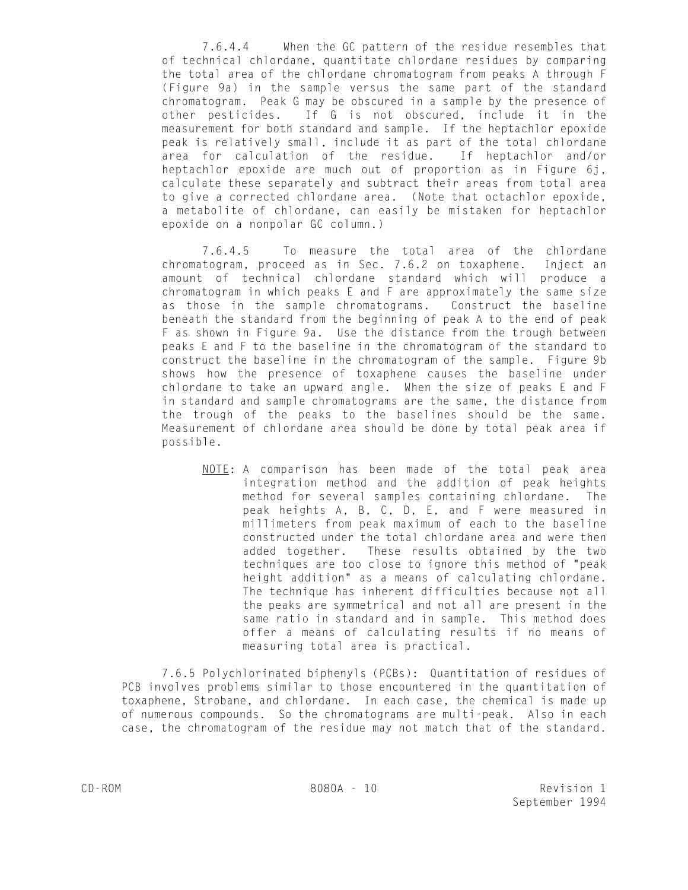7.6.4.4 When the GC pattern of the residue resembles that of technical chlordane, quantitate chlordane residues by comparing the total area of the chlordane chromatogram from peaks A through F (Figure 9a) in the sample versus the same part of the standard chromatogram. Peak G may be obscured in a sample by the presence of other pesticides. If G is not obscured, include it in the measurement for both standard and sample. If the heptachlor epoxide peak is relatively small, include it as part of the total chlordane area for calculation of the residue. If heptachlor and/or heptachlor epoxide are much out of proportion as in Figure 6j, calculate these separately and subtract their areas from total area to give a corrected chlordane area. (Note that octachlor epoxide, a metabolite of chlordane, can easily be mistaken for heptachlor epoxide on a nonpolar GC column.)

7.6.4.5 To measure the total area of the chlordane chromatogram, proceed as in Sec. 7.6.2 on toxaphene. Inject an amount of technical chlordane standard which will produce a chromatogram in which peaks E and F are approximately the same size as those in the sample chromatograms. Construct the baseline beneath the standard from the beginning of peak A to the end of peak F as shown in Figure 9a. Use the distance from the trough between peaks E and F to the baseline in the chromatogram of the standard to construct the baseline in the chromatogram of the sample. Figure 9b shows how the presence of toxaphene causes the baseline under chlordane to take an upward angle. When the size of peaks E and F in standard and sample chromatograms are the same, the distance from the trough of the peaks to the baselines should be the same. Measurement of chlordane area should be done by total peak area if possible.

> NOTE: A comparison has been made of the total peak area integration method and the addition of peak heights method for several samples containing chlordane. The peak heights A, B, C, D, E, and F were measured in millimeters from peak maximum of each to the baseline constructed under the total chlordane area and were then added together. These results obtained by the two techniques are too close to ignore this method of "peak height addition" as a means of calculating chlordane. The technique has inherent difficulties because not all the peaks are symmetrical and not all are present in the same ratio in standard and in sample. This method does offer a means of calculating results if no means of measuring total area is practical.

7.6.5 Polychlorinated biphenyls (PCBs): Quantitation of residues of PCB involves problems similar to those encountered in the quantitation of toxaphene, Strobane, and chlordane. In each case, the chemical is made up of numerous compounds. So the chromatograms are multi-peak. Also in each case, the chromatogram of the residue may not match that of the standard.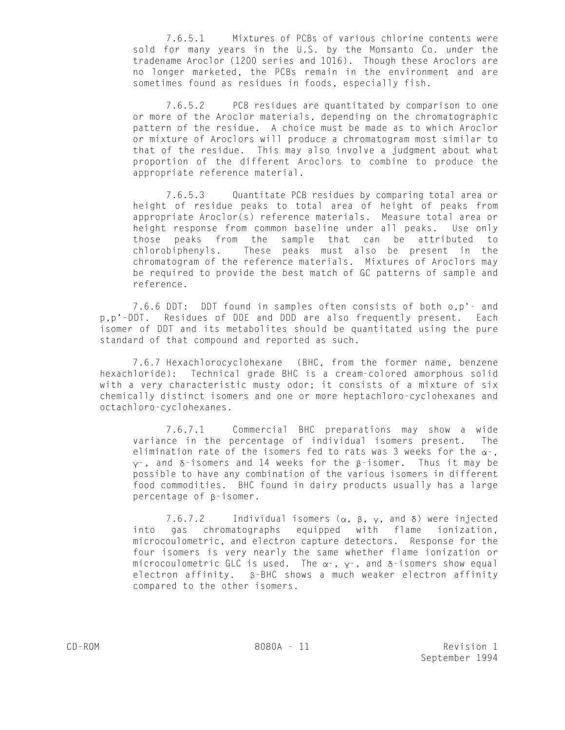7.6.5.1 Mixtures of PCBs of various chlorine contents were sold for many years in the U.S. by the Monsanto Co. under the tradename Aroclor (1200 series and 1016). Though these Aroclors are no longer marketed, the PCBs remain in the environment and are sometimes found as residues in foods, especially fish.

7.6.5.2 PCB residues are quantitated by comparison to one or more of the Aroclor materials, depending on the chromatographic pattern of the residue. A choice must be made as to which Aroclor or mixture of Aroclors will produce a chromatogram most similar to that of the residue. This may also involve a judgment about what proportion of the different Aroclors to combine to produce the appropriate reference material.

7.6.5.3 Quantitate PCB residues by comparing total area or height of residue peaks to total area of height of peaks from appropriate Aroclor(s) reference materials. Measure total area or height response from common baseline under all peaks. Use only those peaks from the sample that can be attributed to chlorobiphenyls. These peaks must also be present in the chromatogram of the reference materials. Mixtures of Aroclors may be required to provide the best match of GC patterns of sample and reference.

7.6.6 DDT: DDT found in samples often consists of both o,p'- and p,p'-DDT. Residues of DDE and DDD are also frequently present. Each isomer of DDT and its metabolites should be quantitated using the pure standard of that compound and reported as such.

7.6.7 Hexachlorocyclohexane (BHC, from the former name, benzene hexachloride): Technical grade BHC is a cream-colored amorphous solid with a very characteristic musty odor; it consists of a mixture of six chemically distinct isomers and one or more heptachloro-cyclohexanes and octachloro-cyclohexanes.

7.6.7.1 Commercial BHC preparations may show a wide variance in the percentage of individual isomers present. The elimination rate of the isomers fed to rats was 3 weeks for the $\alpha$-, $\gamma$-, and $\delta$-isomers and 14 weeks for the $\beta$-isomer. Thus it may be possible to have any combination of the various isomers in different food commodities. BHC found in dairy products usually has a large percentage of $\beta$-isomer.

7.6.7.2 Individual isomers ($\alpha$, $\beta$, $\gamma$, and $\delta$) were injected into gas chromatographs equipped with flame ionization, microcoulometric, and electron capture detectors. Response for the four isomers is very nearly the same whether flame ionization or microcoulometric GLC is used. The $\alpha$-, $\gamma$-, and $\delta$-isomers show equal electron affinity. $\beta$-BHC shows a much weaker electron affinity compared to the other isomers.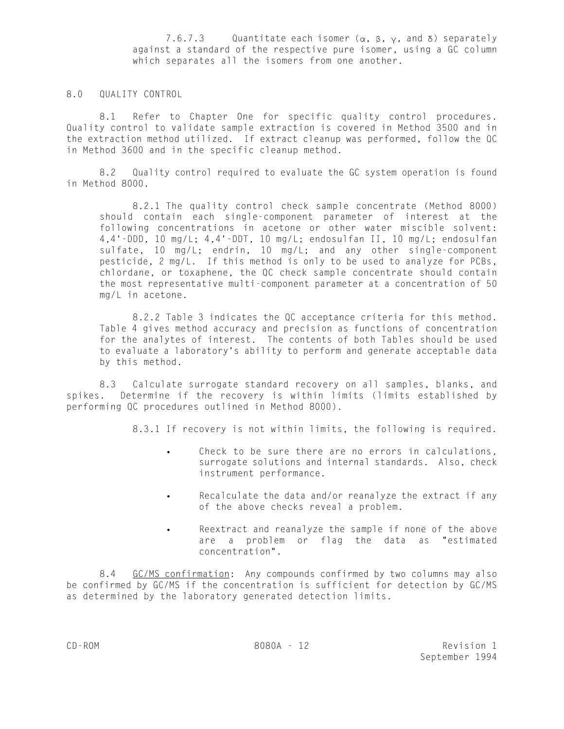7.6.7.3 Quantitate each isomer (α, β, γ, and δ) separately against a standard of the respective pure isomer, using a GC column which separates all the isomers from one another.

## 8.0 QUALITY CONTROL

8.1 Refer to Chapter One for specific quality control procedures. Quality control to validate sample extraction is covered in Method 3500 and in the extraction method utilized. If extract cleanup was performed, follow the QC in Method 3600 and in the specific cleanup method.

8.2 Quality control required to evaluate the GC system operation is found in Method 8000.

8.2.1 The quality control check sample concentrate (Method 8000) should contain each single-component parameter of interest at the following concentrations in acetone or other water miscible solvent: 4,4'-DDD, 10 mg/L; 4,4'-DDT, 10 mg/L; endosulfan II, 10 mg/L; endosulfan sulfate, 10 mg/L; endrin, 10 mg/L; and any other single-component pesticide, 2 mg/L. If this method is only to be used to analyze for PCBs, chlordane, or toxaphene, the QC check sample concentrate should contain the most representative multi-component parameter at a concentration of 50 mg/L in acetone.

8.2.2 Table 3 indicates the QC acceptance criteria for this method. Table 4 gives method accuracy and precision as functions of concentration for the analytes of interest. The contents of both Tables should be used to evaluate a laboratory's ability to perform and generate acceptable data by this method.

8.3 Calculate surrogate standard recovery on all samples, blanks, and spikes. Determine if the recovery is within limits (limits established by performing QC procedures outlined in Method 8000).

8.3.1 If recovery is not within limits, the following is required.

- Check to be sure there are no errors in calculations, surrogate solutions and internal standards. Also, check instrument performance.
- Recalculate the data and/or reanalyze the extract if any of the above checks reveal a problem.
- Reextract and reanalyze the sample if none of the above are a problem or flag the data as "estimated concentration".

8.4 GC/MS confirmation: Any compounds confirmed by two columns may also be confirmed by GC/MS if the concentration is sufficient for detection by GC/MS as determined by the laboratory generated detection limits.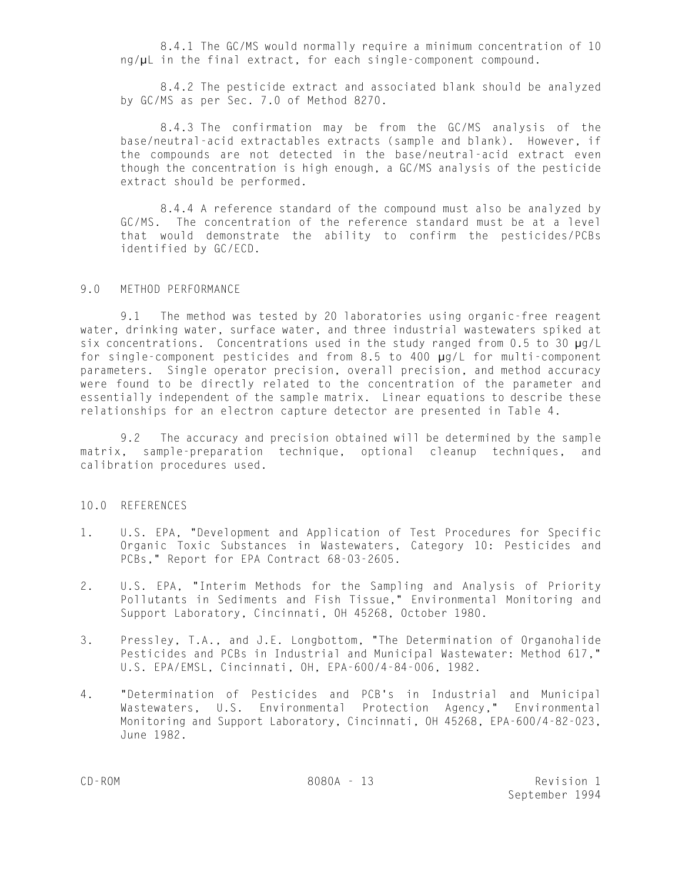8.4.1 The GC/MS would normally require a minimum concentration of 10 ng/µL in the final extract, for each single-component compound.

8.4.2 The pesticide extract and associated blank should be analyzed by GC/MS as per Sec. 7.0 of Method 8270.

8.4.3 The confirmation may be from the GC/MS analysis of the base/neutral-acid extractables extracts (sample and blank). However, if the compounds are not detected in the base/neutral-acid extract even though the concentration is high enough, a GC/MS analysis of the pesticide extract should be performed.

8.4.4 A reference standard of the compound must also be analyzed by GC/MS. The concentration of the reference standard must be at a level that would demonstrate the ability to confirm the pesticides/PCBs identified by GC/ECD.

## 9.0 METHOD PERFORMANCE

9.1 The method was tested by 20 laboratories using organic-free reagent water, drinking water, surface water, and three industrial wastewaters spiked at six concentrations. Concentrations used in the study ranged from 0.5 to 30 µg/L for single-component pesticides and from 8.5 to 400 µg/L for multi-component parameters. Single operator precision, overall precision, and method accuracy were found to be directly related to the concentration of the parameter and essentially independent of the sample matrix. Linear equations to describe these relationships for an electron capture detector are presented in Table 4.

9.2 The accuracy and precision obtained will be determined by the sample matrix, sample-preparation technique, optional cleanup techniques, and calibration procedures used.

## 10.0 REFERENCES

1. U.S. EPA, "Development and Application of Test Procedures for Specific Organic Toxic Substances in Wastewaters, Category 10: Pesticides and PCBs," Report for EPA Contract 68-03-2605.

2. U.S. EPA, "Interim Methods for the Sampling and Analysis of Priority Pollutants in Sediments and Fish Tissue," Environmental Monitoring and Support Laboratory, Cincinnati, OH 45268, October 1980.

3. Pressley, T.A., and J.E. Longbottom, "The Determination of Organohalide Pesticides and PCBs in Industrial and Municipal Wastewater: Method 617," U.S. EPA/EMSL, Cincinnati, OH, EPA-600/4-84-006, 1982.

4. "Determination of Pesticides and PCB's in Industrial and Municipal Wastewaters, U.S. Environmental Protection Agency," Environmental Monitoring and Support Laboratory, Cincinnati, OH 45268, EPA-600/4-82-023, June 1982.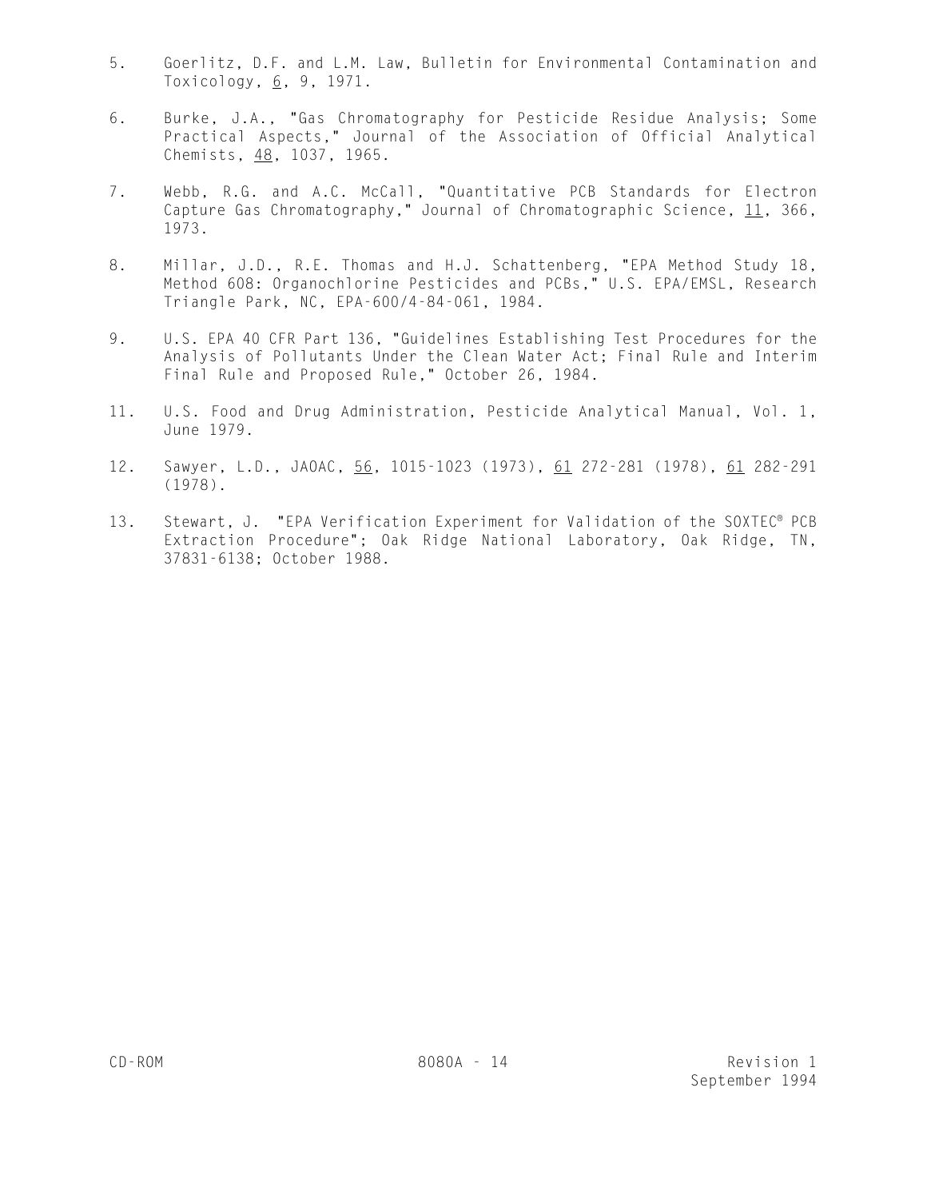5. Goerlitz, D.F. and L.M. Law, Bulletin for Environmental Contamination and Toxicology, 6, 9, 1971.

6. Burke, J.A., "Gas Chromatography for Pesticide Residue Analysis; Some Practical Aspects," Journal of the Association of Official Analytical Chemists, 48, 1037, 1965.

7. Webb, R.G. and A.C. McCall, "Quantitative PCB Standards for Electron Capture Gas Chromatography," Journal of Chromatographic Science, 11, 366, 1973.

8. Millar, J.D., R.E. Thomas and H.J. Schattenberg, "EPA Method Study 18, Method 608: Organochlorine Pesticides and PCBs," U.S. EPA/EMSL, Research Triangle Park, NC, EPA-600/4-84-061, 1984.

9. U.S. EPA 40 CFR Part 136, "Guidelines Establishing Test Procedures for the Analysis of Pollutants Under the Clean Water Act; Final Rule and Interim Final Rule and Proposed Rule," October 26, 1984.

11. U.S. Food and Drug Administration, Pesticide Analytical Manual, Vol. 1, June 1979.

12. Sawyer, L.D., JAOAC, 56, 1015-1023 (1973), 61 272-281 (1978), 61 282-291 (1978).

13. Stewart, J. "EPA Verification Experiment for Validation of the SOXTEC® PCB Extraction Procedure"; Oak Ridge National Laboratory, Oak Ridge, TN, 37831-6138; October 1988.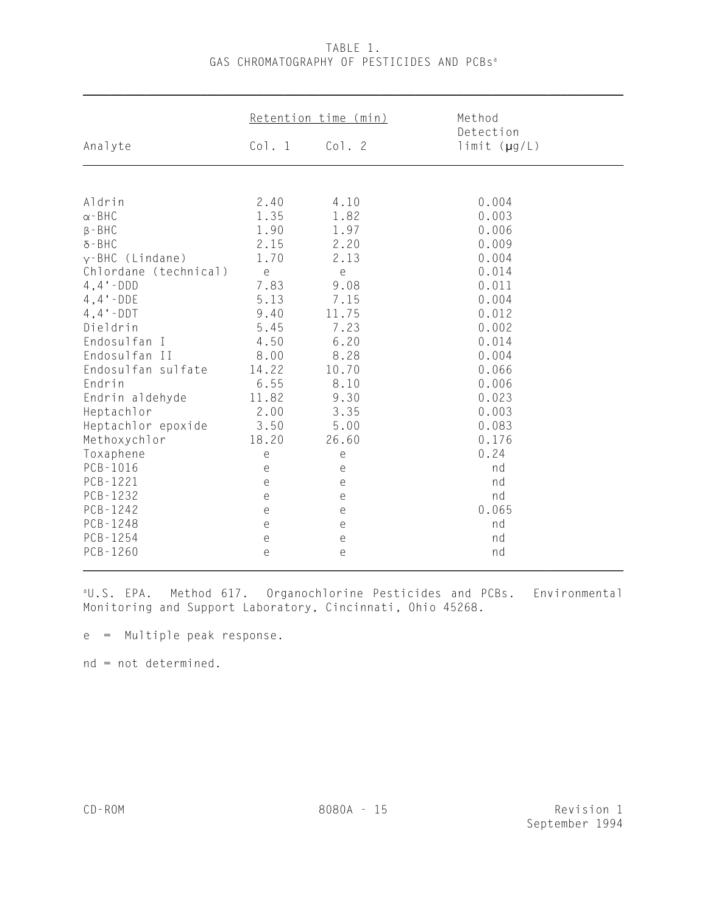# TABLE 1.
## GAS CHROMATOGRAPHY OF PESTICIDES AND PCBs[a]

| Analyte | Retention time (min) | | Method Detection limit (μg/L) |
|---|---|---|---|
| | Col. 1 | Col. 2 | |
| Aldrin | 2.40 | 4.10 | 0.004 |
| α-BHC | 1.35 | 1.82 | 0.003 |
| β-BHC | 1.90 | 1.97 | 0.006 |
| δ-BHC | 2.15 | 2.20 | 0.009 |
| γ-BHC (Lindane) | 1.70 | 2.13 | 0.004 |
| Chlordane (technical) | e | e | 0.014 |
| 4,4'-DDD | 7.83 | 9.08 | 0.011 |
| 4,4'-DDE | 5.13 | 7.15 | 0.004 |
| 4,4'-DDT | 9.40 | 11.75 | 0.012 |
| Dieldrin | 5.45 | 7.23 | 0.002 |
| Endosulfan I | 4.50 | 6.20 | 0.014 |
| Endosulfan II | 8.00 | 8.28 | 0.004 |
| Endosulfan sulfate | 14.22 | 10.70 | 0.066 |
| Endrin | 6.55 | 8.10 | 0.006 |
| Endrin aldehyde | 11.82 | 9.30 | 0.023 |
| Heptachlor | 2.00 | 3.35 | 0.003 |
| Heptachlor epoxide | 3.50 | 5.00 | 0.083 |
| Methoxychlor | 18.20 | 26.60 | 0.176 |
| Toxaphene | e | e | 0.24 |
| PCB-1016 | e | e | nd |
| PCB-1221 | e | e | nd |
| PCB-1232 | e | e | nd |
| PCB-1242 | e | e | 0.065 |
| PCB-1248 | e | e | nd |
| PCB-1254 | e | e | nd |
| PCB-1260 | e | e | nd |

[a]U.S. EPA. Method 617. Organochlorine Pesticides and PCBs. Environmental Monitoring and Support Laboratory, Cincinnati, Ohio 45268.

e = Multiple peak response.

nd = not determined.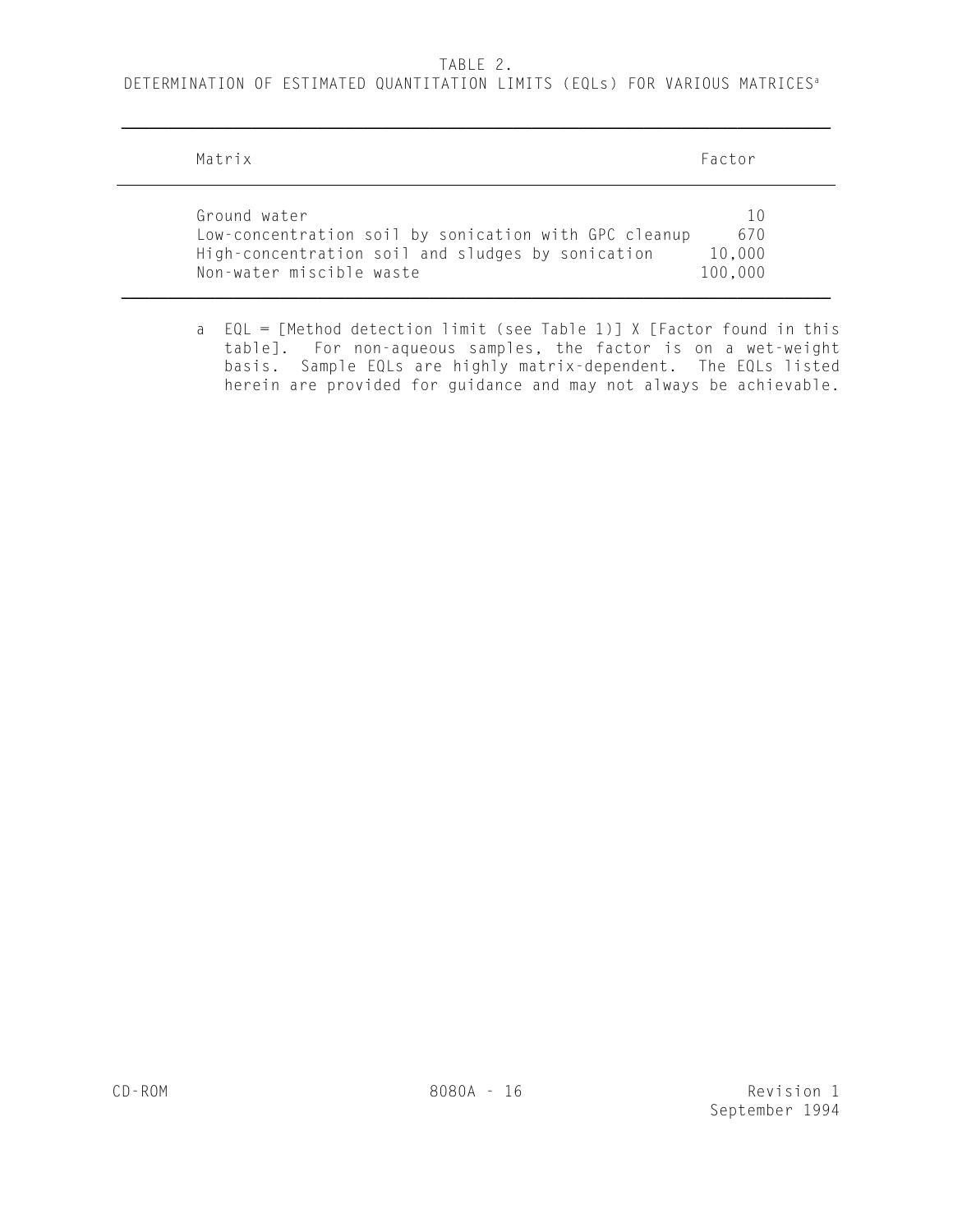TABLE 2.

DETERMINATION OF ESTIMATED QUANTITATION LIMITS (EQLs) FOR VARIOUS MATRICES[a]

| Matrix | Factor |
|---|---|
| Ground water | 10 |
| Low-concentration soil by sonication with GPC cleanup | 670 |
| High-concentration soil and sludges by sonication | 10,000 |
| Non-water miscible waste | 100,000 |

a EQL = [Method detection limit (see Table 1)] X [Factor found in this table]. For non-aqueous samples, the factor is on a wet-weight basis. Sample EQLs are highly matrix-dependent. The EQLs listed herein are provided for guidance and may not always be achievable.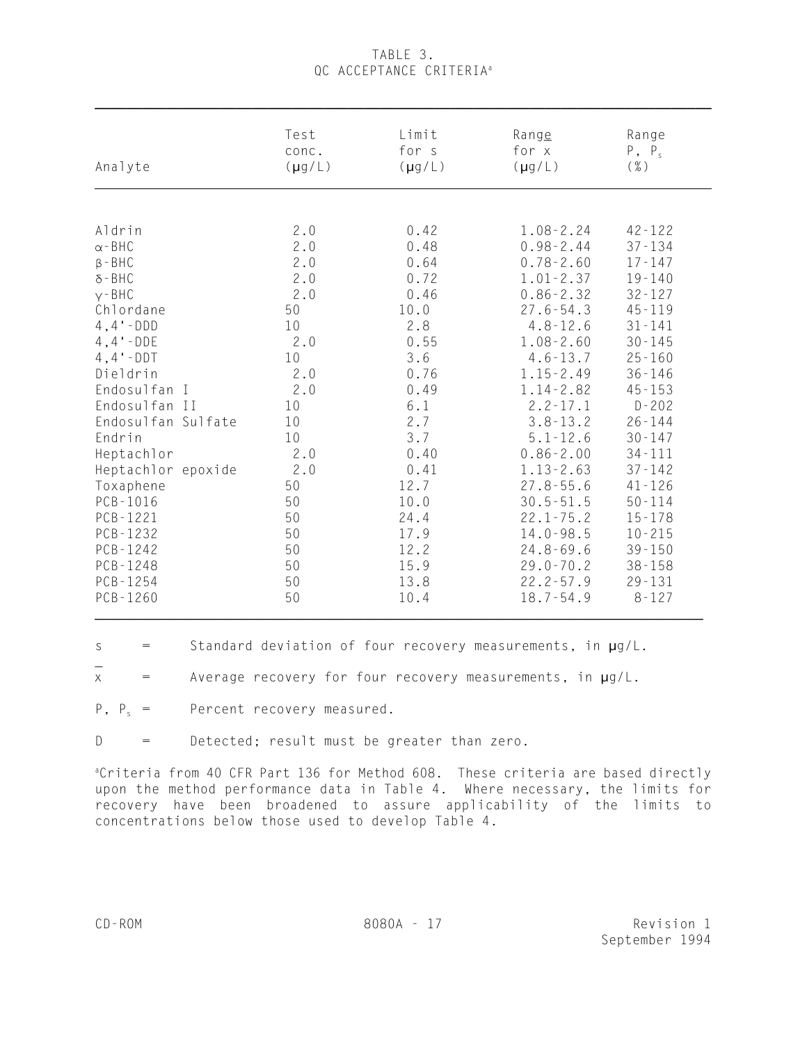# TABLE 3.
# QC ACCEPTANCE CRITERIA[a]

| Analyte | Test conc. (μg/L) | Limit for s (μg/L) | Range for $\bar{x}$ (μg/L) | Range P, $P_s$ (%) |
|---|---|---|---|---|
| Aldrin | 2.0 | 0.42 | 1.08-2.24 | 42-122 |
| α-BHC | 2.0 | 0.48 | 0.98-2.44 | 37-134 |
| β-BHC | 2.0 | 0.64 | 0.78-2.60 | 17-147 |
| δ-BHC | 2.0 | 0.72 | 1.01-2.37 | 19-140 |
| γ-BHC | 2.0 | 0.46 | 0.86-2.32 | 32-127 |
| Chlordane | 50 | 10.0 | 27.6-54.3 | 45-119 |
| 4,4'-DDD | 10 | 2.8 | 4.8-12.6 | 31-141 |
| 4,4'-DDE | 2.0 | 0.55 | 1.08-2.60 | 30-145 |
| 4,4'-DDT | 10 | 3.6 | 4.6-13.7 | 25-160 |
| Dieldrin | 2.0 | 0.76 | 1.15-2.49 | 36-146 |
| Endosulfan I | 2.0 | 0.49 | 1.14-2.82 | 45-153 |
| Endosulfan II | 10 | 6.1 | 2.2-17.1 | D-202 |
| Endosulfan Sulfate | 10 | 2.7 | 3.8-13.2 | 26-144 |
| Endrin | 10 | 3.7 | 5.1-12.6 | 30-147 |
| Heptachlor | 2.0 | 0.40 | 0.86-2.00 | 34-111 |
| Heptachlor epoxide | 2.0 | 0.41 | 1.13-2.63 | 37-142 |
| Toxaphene | 50 | 12.7 | 27.8-55.6 | 41-126 |
| PCB-1016 | 50 | 10.0 | 30.5-51.5 | 50-114 |
| PCB-1221 | 50 | 24.4 | 22.1-75.2 | 15-178 |
| PCB-1232 | 50 | 17.9 | 14.0-98.5 | 10-215 |
| PCB-1242 | 50 | 12.2 | 24.8-69.6 | 39-150 |
| PCB-1248 | 50 | 15.9 | 29.0-70.2 | 38-158 |
| PCB-1254 | 50 | 13.8 | 22.2-57.9 | 29-131 |
| PCB-1260 | 50 | 10.4 | 18.7-54.9 | 8-127 |

s = Standard deviation of four recovery measurements, in μg/L.

$\bar{x}$ = Average recovery for four recovery measurements, in μg/L.

P, $P_s$ = Percent recovery measured.

D = Detected; result must be greater than zero.

[a]Criteria from 40 CFR Part 136 for Method 608. These criteria are based directly upon the method performance data in Table 4. Where necessary, the limits for recovery have been broadened to assure applicability of the limits to concentrations below those used to develop Table 4.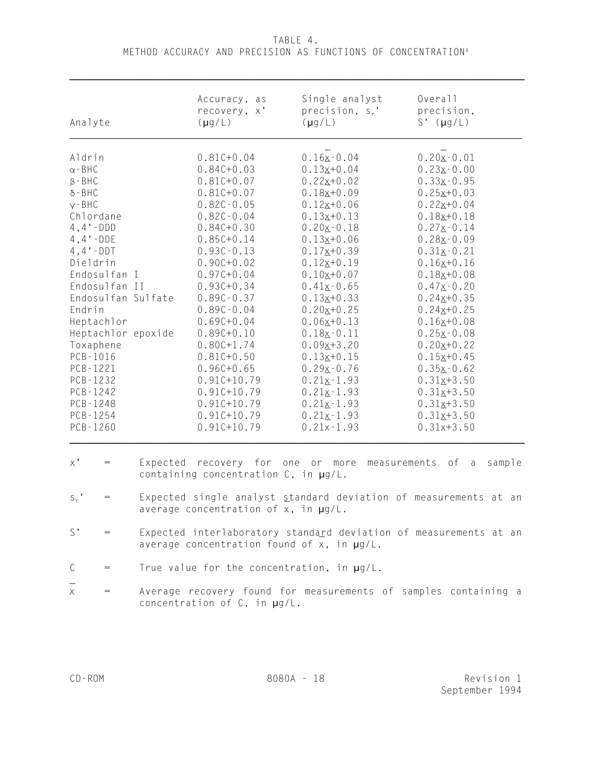# TABLE 4.
## METHOD ACCURACY AND PRECISION AS FUNCTIONS OF CONCENTRATION[a]

| Analyte | Accuracy, as recovery, x' (μg/L) | Single analyst precision, $s_r$' (μg/L) | Overall precision, S' (μg/L) |
|---|---|---|---|
| Aldrin | 0.81C+0.04 | $0.16\bar{x}-0.04$ | $0.20\bar{x}-0.01$ |
| α-BHC | 0.84C+0.03 | $0.13\bar{x}+0.04$ | $0.23\bar{x}-0.00$ |
| β-BHC | 0.81C+0.07 | $0.22\bar{x}+0.02$ | $0.33\bar{x}-0.95$ |
| δ-BHC | 0.81C+0.07 | $0.18\bar{x}+0.09$ | $0.25\bar{x}+0.03$ |
| γ-BHC | 0.82C-0.05 | $0.12\bar{x}+0.06$ | $0.22\bar{x}+0.04$ |
| Chlordane | 0.82C-0.04 | $0.13\bar{x}+0.13$ | $0.18\bar{x}+0.18$ |
| 4,4'-DDD | 0.84C+0.30 | $0.20\bar{x}-0.18$ | $0.27\bar{x}-0.14$ |
| 4,4'-DDE | 0.85C+0.14 | $0.13\bar{x}+0.06$ | $0.28\bar{x}-0.09$ |
| 4,4'-DDT | 0.93C-0.13 | $0.17\bar{x}+0.39$ | $0.31\bar{x}-0.21$ |
| Dieldrin | 0.90C+0.02 | $0.12\bar{x}+0.19$ | $0.16\bar{x}+0.16$ |
| Endosulfan I | 0.97C+0.04 | $0.10\bar{x}+0.07$ | $0.18\bar{x}+0.08$ |
| Endosulfan II | 0.93C+0.34 | $0.41\bar{x}-0.65$ | $0.47\bar{x}-0.20$ |
| Endosulfan Sulfate | 0.89C-0.37 | $0.13\bar{x}+0.33$ | $0.24\bar{x}+0.35$ |
| Endrin | 0.89C-0.04 | $0.20\bar{x}+0.25$ | $0.24\bar{x}+0.25$ |
| Heptachlor | 0.69C+0.04 | $0.06\bar{x}+0.13$ | $0.16\bar{x}+0.08$ |
| Heptachlor epoxide | 0.89C+0.10 | $0.18\bar{x}-0.11$ | $0.25\bar{x}-0.08$ |
| Toxaphene | 0.80C+1.74 | $0.09\bar{x}+3.20$ | $0.20\bar{x}+0.22$ |
| PCB-1016 | 0.81C+0.50 | $0.13\bar{x}+0.15$ | $0.15\bar{x}+0.45$ |
| PCB-1221 | 0.96C+0.65 | $0.29\bar{x}-0.76$ | $0.35\bar{x}-0.62$ |
| PCB-1232 | 0.91C+10.79 | $0.21\bar{x}-1.93$ | $0.31\bar{x}+3.50$ |
| PCB-1242 | 0.91C+10.79 | $0.21\bar{x}-1.93$ | $0.31\bar{x}+3.50$ |
| PCB-1248 | 0.91C+10.79 | $0.21\bar{x}-1.93$ | $0.31\bar{x}+3.50$ |
| PCB-1254 | 0.91C+10.79 | $0.21\bar{x}-1.93$ | $0.31\bar{x}+3.50$ |
| PCB-1260 | 0.91C+10.79 | $0.21\bar{x}-1.93$ | $0.31\bar{x}+3.50$ |

x' = Expected recovery for one or more measurements of a sample containing concentration C, in μg/L.

$s_r$' = Expected single analyst standard deviation of measurements at an average concentration of $\bar{x}$, in μg/L.

S' = Expected interlaboratory standard deviation of measurements at an average concentration found of $\bar{x}$, in μg/L.

C = True value for the concentration, in μg/L.

$\bar{x}$ = Average recovery found for measurements of samples containing a concentration of C, in μg/L.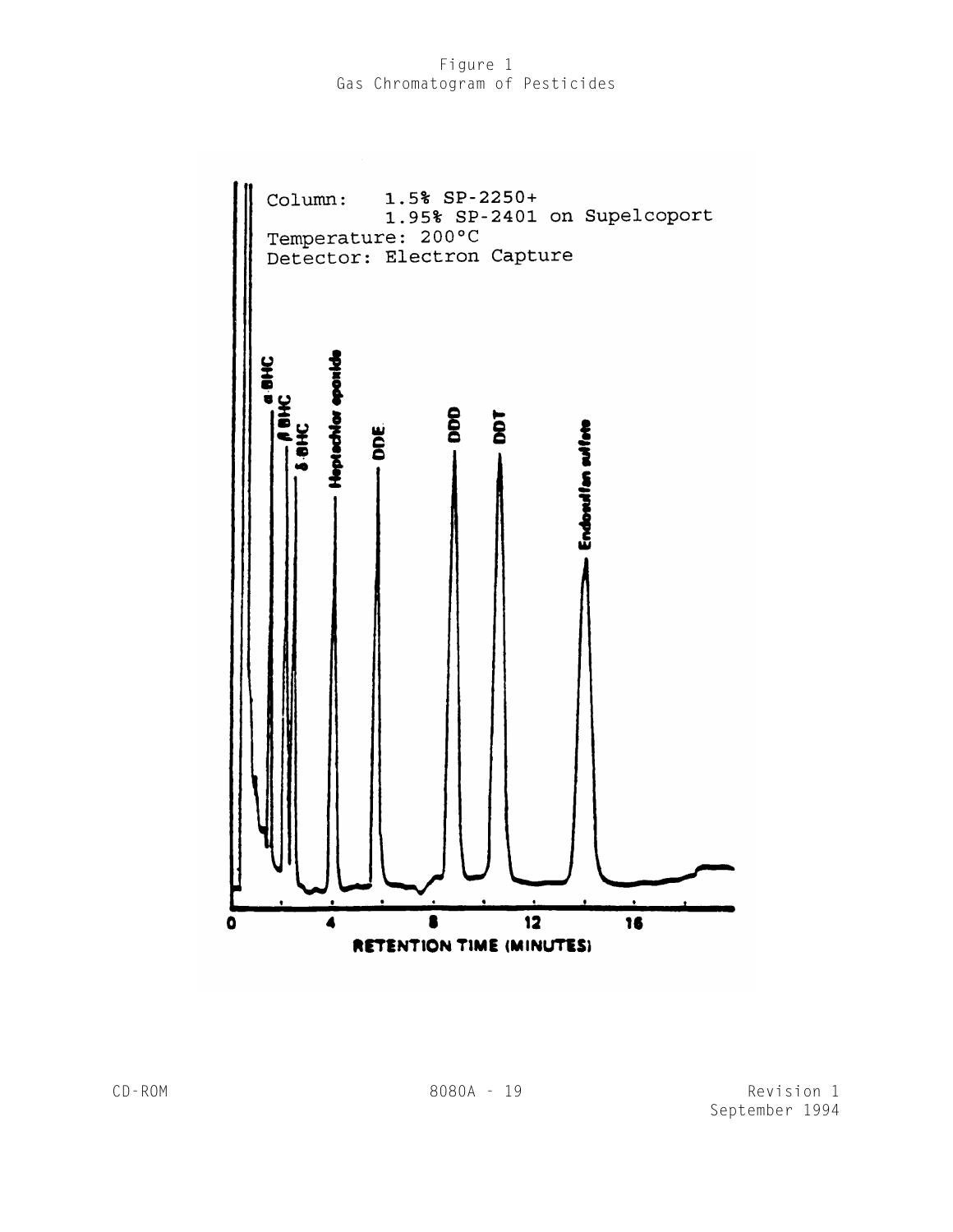Figure 1
Gas Chromatogram of Pesticides

Column: 1.5% SP-2250+
1.95% SP-2401 on Supelcoport
Temperature: 200°C
Detector: Electron Capture

α BHC
β BHC
δ BHC
Heptachlor epoxide
DDE
DDD
DDT
Endosulfan sulfate

0 4 8 12 16
RETENTION TIME (MINUTES)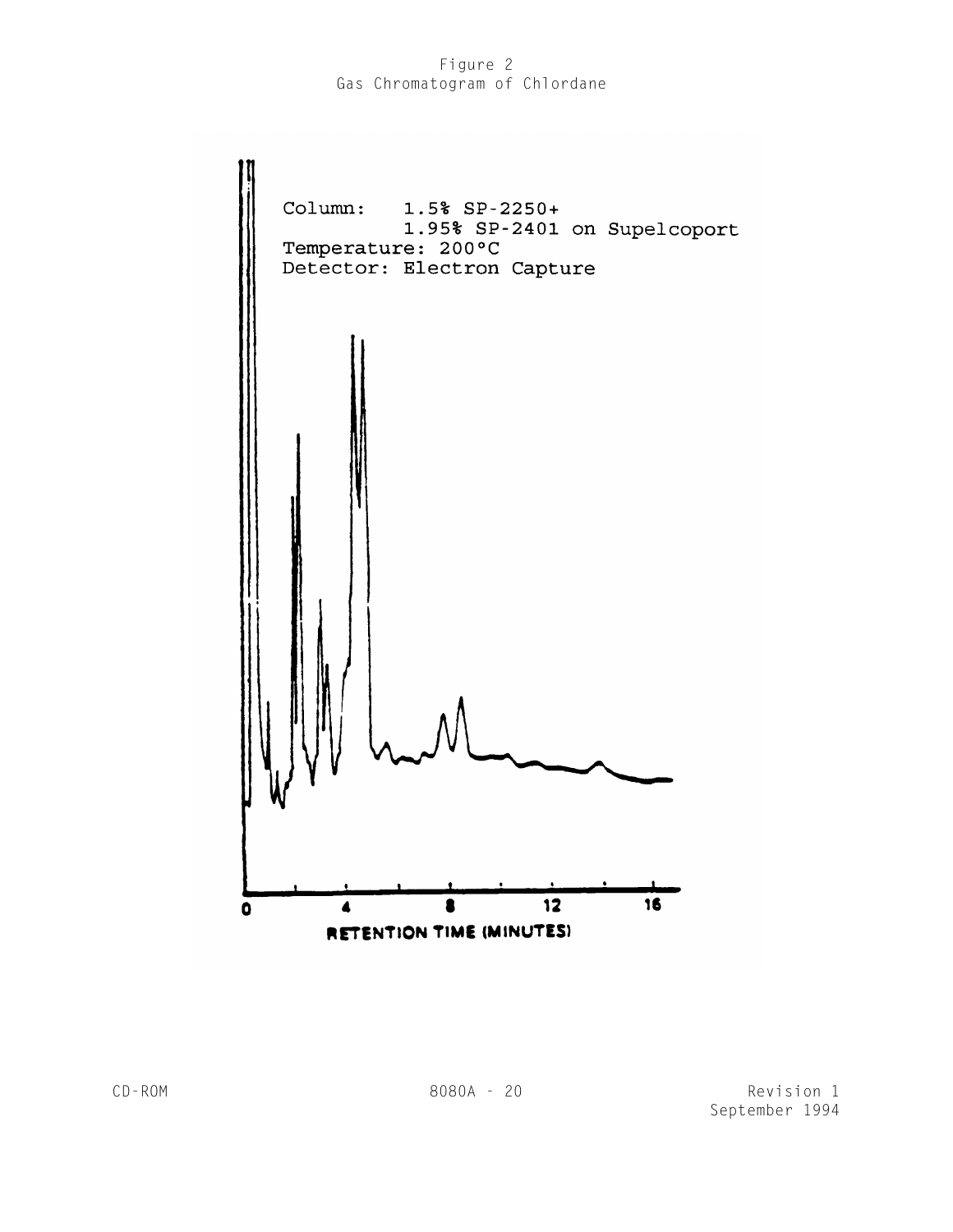Figure 2
Gas Chromatogram of Chlordane

Column: 1.5% SP-2250+
1.95% SP-2401 on Supelcoport
Temperature: 200°C
Detector: Electron Capture

RETENTION TIME (MINUTES)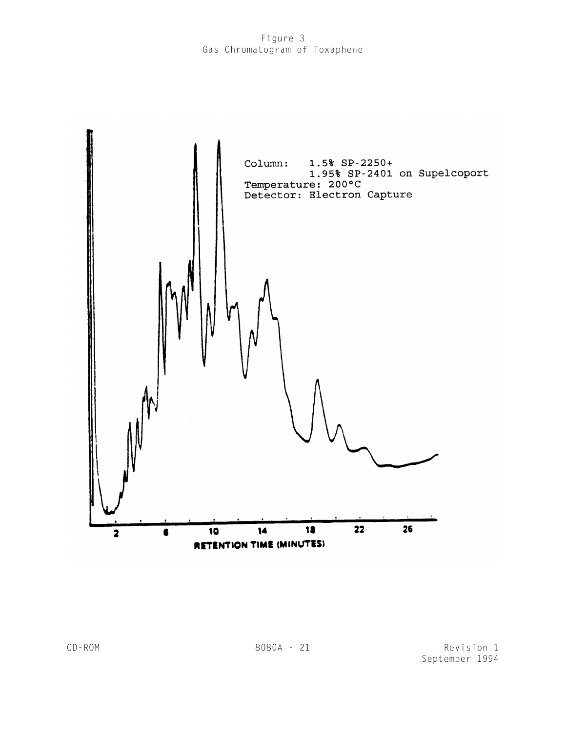Figure 3
Gas Chromatogram of Toxaphene

Column: 1.5% SP-2250+
1.95% SP-2401 on Supelcoport
Temperature: 200°C
Detector: Electron Capture

RETENTION TIME (MINUTES)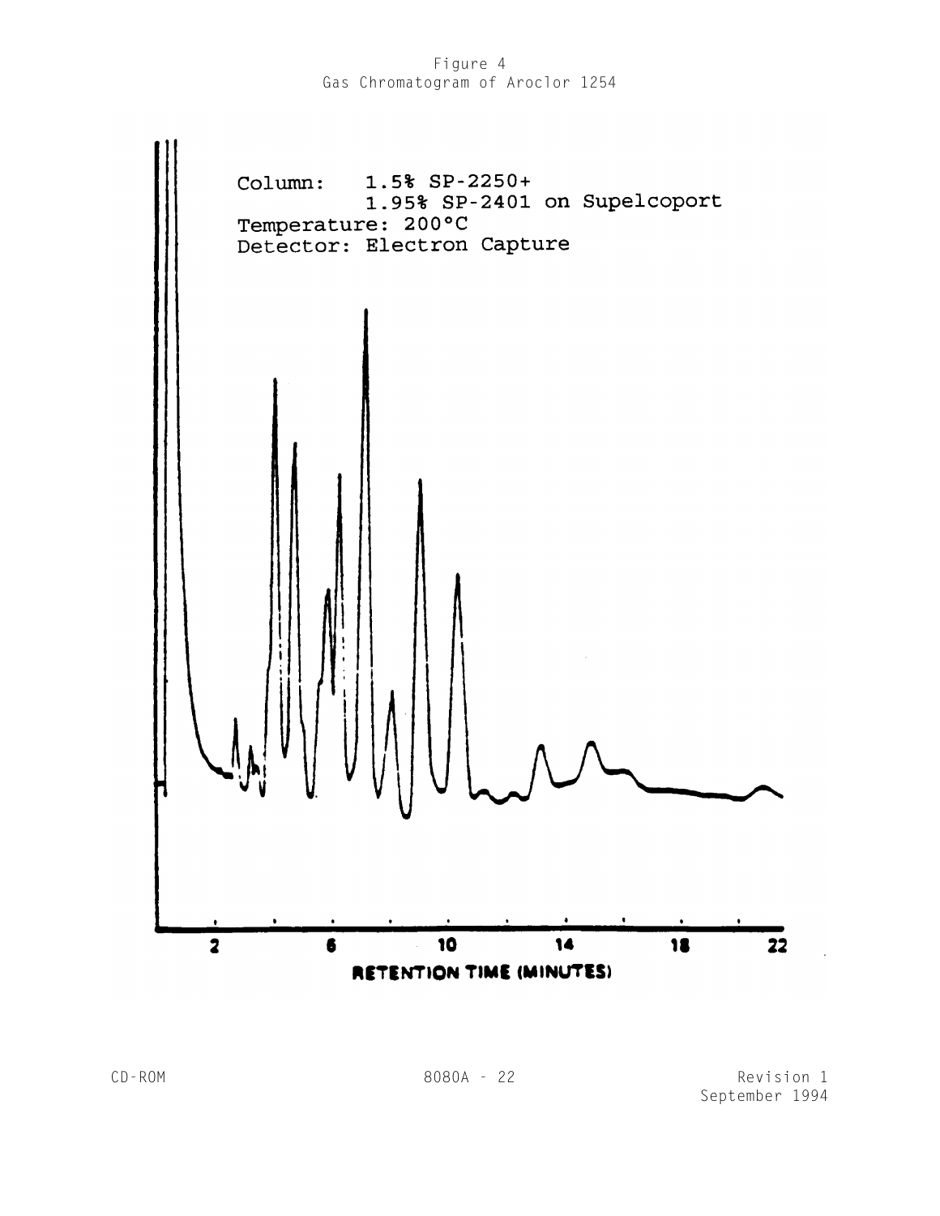Figure 4
Gas Chromatogram of Aroclor 1254

Column: 1.5% SP-2250+
1.95% SP-2401 on Supelcoport
Temperature: 200°C
Detector: Electron Capture

RETENTION TIME (MINUTES)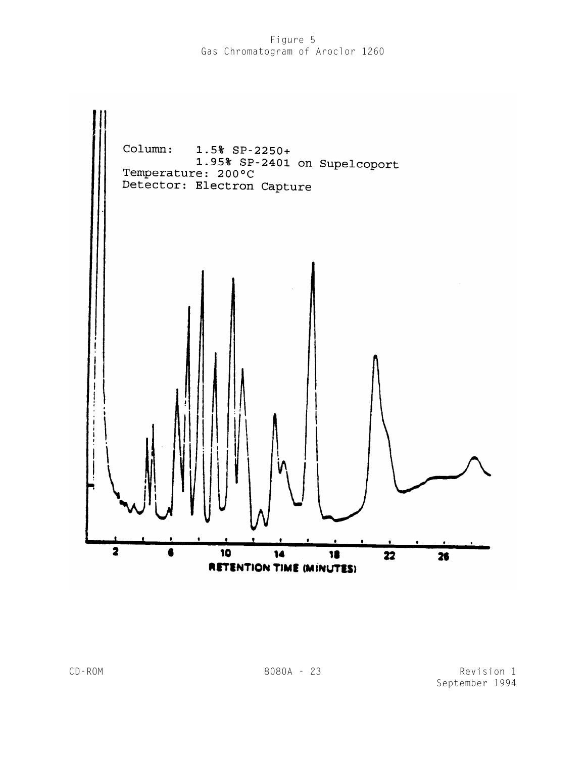Figure 5
Gas Chromatogram of Aroclor 1260

Column: 1.5% SP-2250+
1.95% SP-2401 on Supelcoport
Temperature: 200°C
Detector: Electron Capture

RETENTION TIME (MINUTES)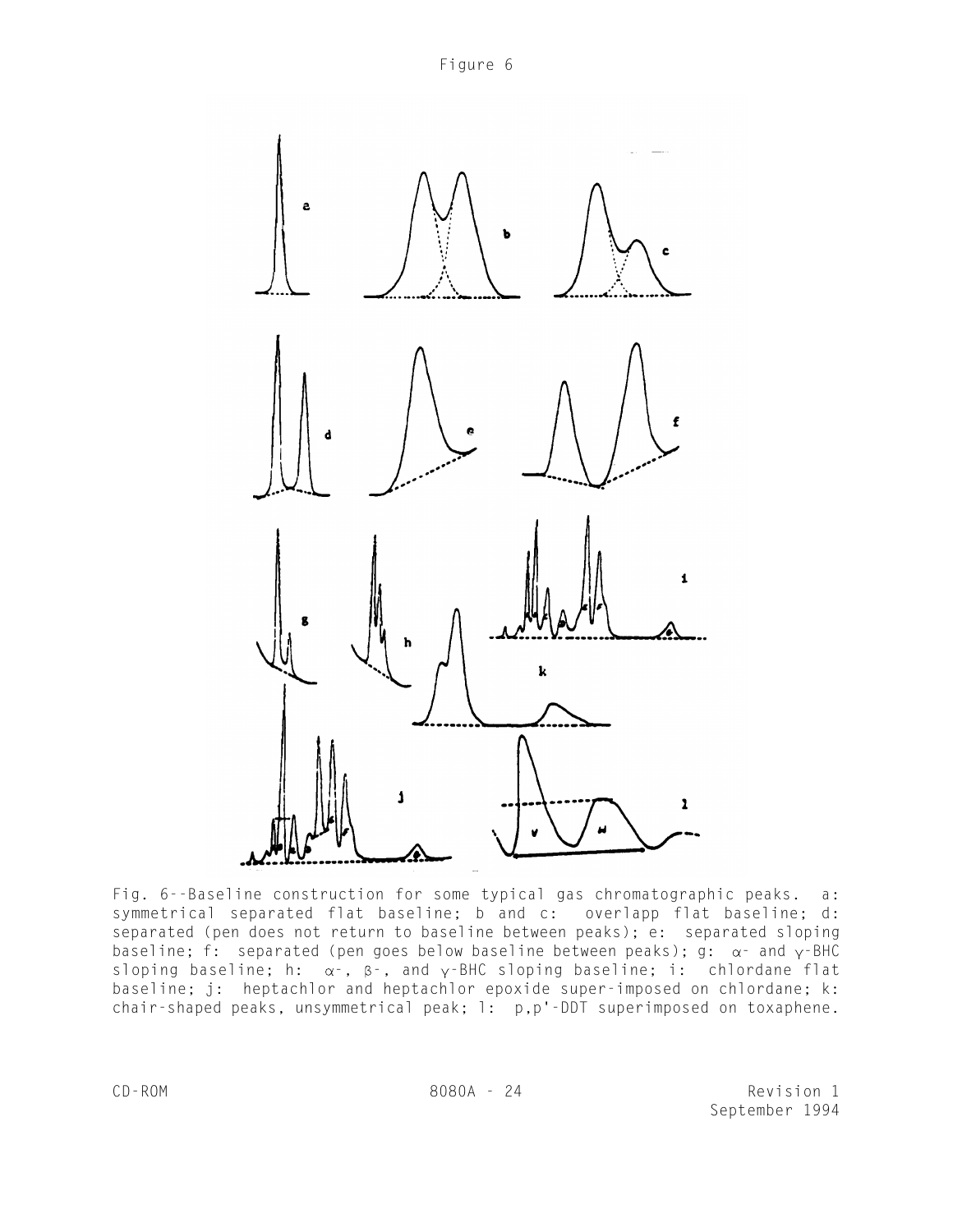Figure 6

Fig. 6--Baseline construction for some typical gas chromatographic peaks. a: symmetrical separated flat baseline; b and c: overlapp flat baseline; d: separated (pen does not return to baseline between peaks); e: separated sloping baseline; f: separated (pen goes below baseline between peaks); g: $\alpha$- and $\gamma$-BHC sloping baseline; h: $\alpha$-, $\beta$-, and $\gamma$-BHC sloping baseline; i: chlordane flat baseline; j: heptachlor and heptachlor epoxide super-imposed on chlordane; k: chair-shaped peaks, unsymmetrical peak; l: p,p'-DDT superimposed on toxaphene.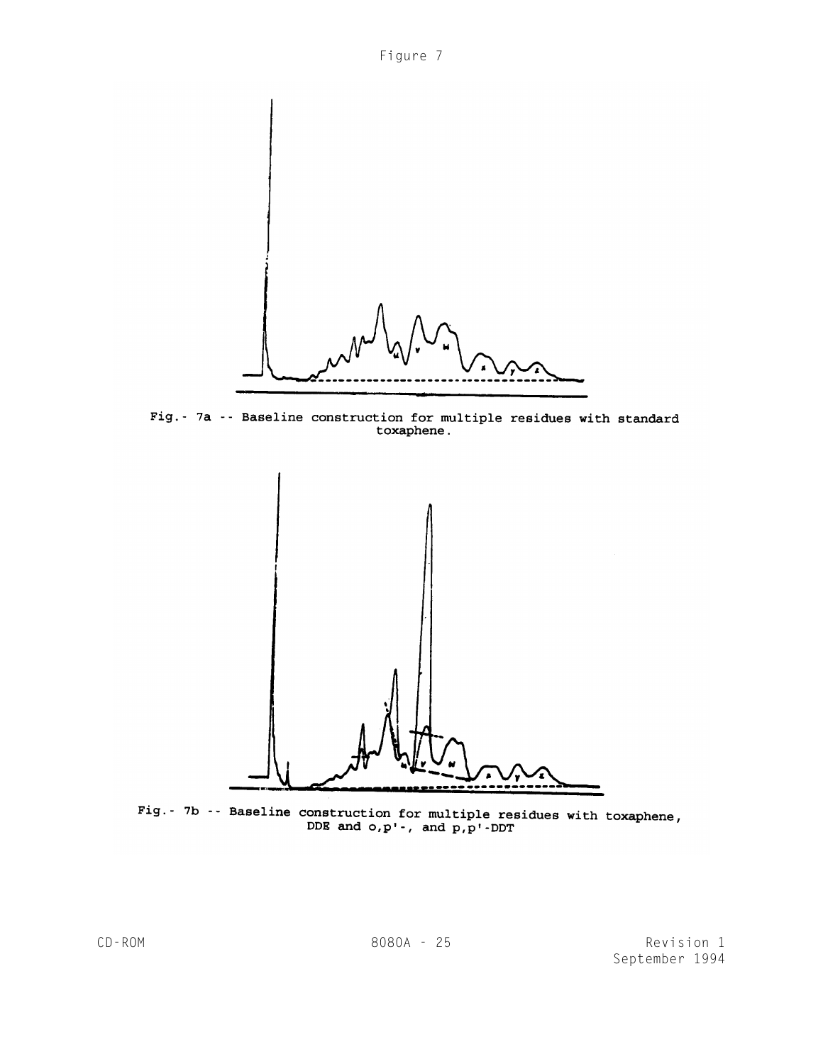Figure 7

Fig.- 7a -- Baseline construction for multiple residues with standard toxaphene.

Fig.- 7b -- Baseline construction for multiple residues with toxaphene, DDE and o,p'-, and p,p'-DDT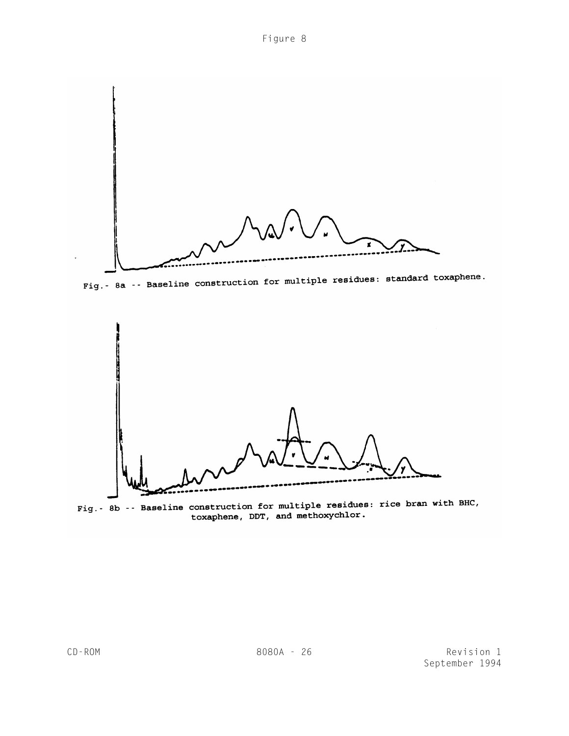Figure 8

Fig.- 8a -- Baseline construction for multiple residues: standard toxaphene.

Fig.- 8b -- Baseline construction for multiple residues: rice bran with BHC, toxaphene, DDT, and methoxychlor.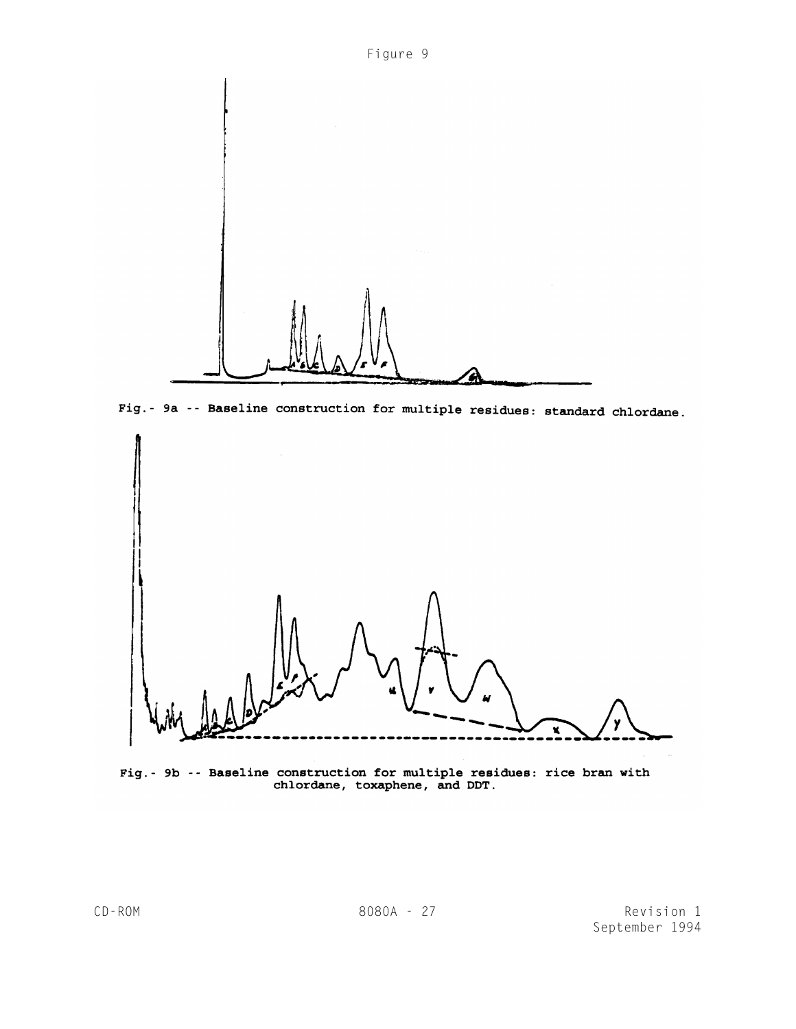Figure 9

Fig.- 9a -- Baseline construction for multiple residues: standard chlordane.

Fig.- 9b -- Baseline construction for multiple residues: rice bran with chlordane, toxaphene, and DDT.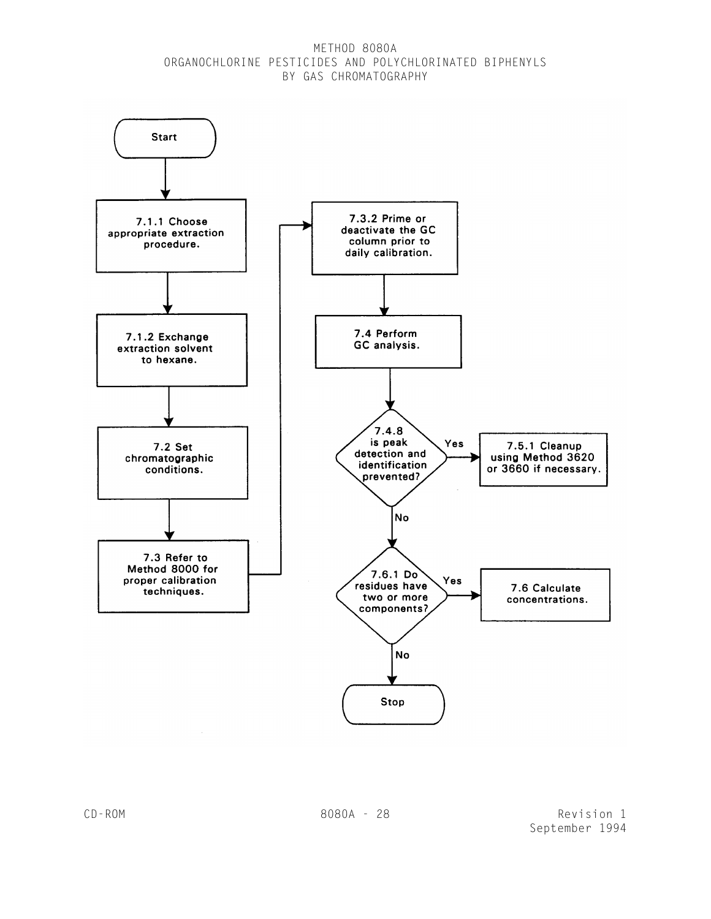METHOD 8080A
ORGANOCHLORINE PESTICIDES AND POLYCHLORINATED BIPHENYLS
BY GAS CHROMATOGRAPHY

Start

7.1.1 Choose appropriate extraction procedure.

7.1.2 Exchange extraction solvent to hexane.

7.2 Set chromatographic conditions.

7.3 Refer to Method 8000 for proper calibration techniques.

7.3.2 Prime or deactivate the GC column prior to daily calibration.

7.4 Perform GC analysis.

7.4.8 is peak detection and identification prevented?

Yes

7.5.1 Cleanup using Method 3620 or 3660 if necessary.

No

7.6.1 Do residues have two or more components?

Yes

7.6 Calculate concentrations.

No

Stop